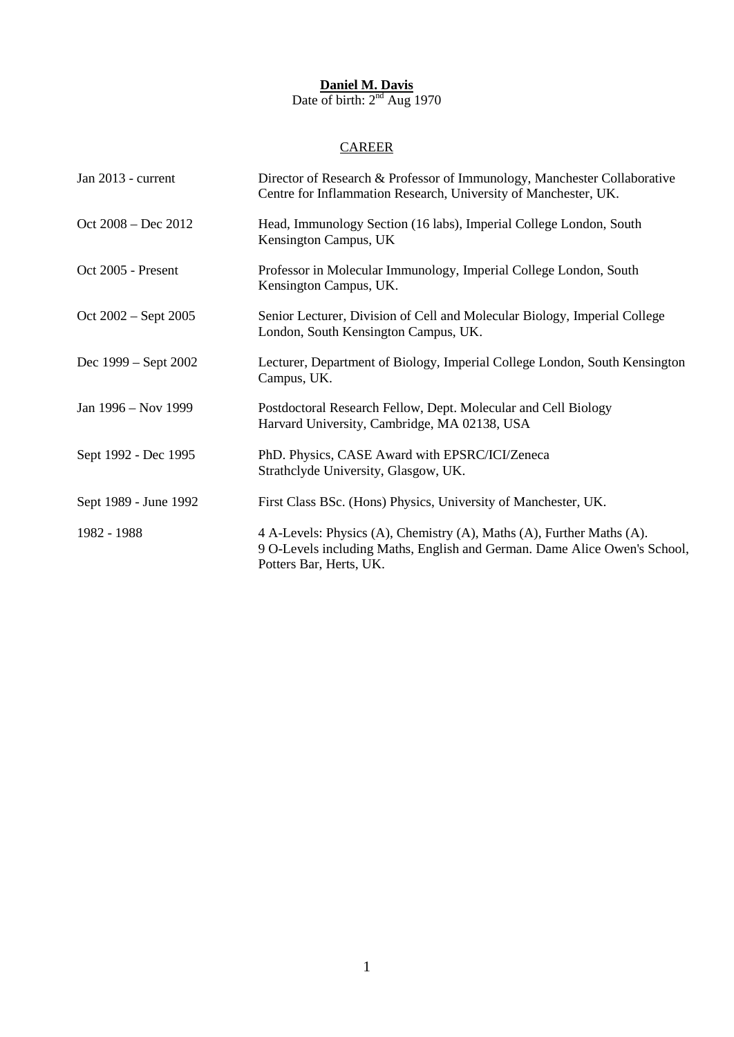**Daniel M. Davis**

Date of birth: 2nd Aug 1970

## CAREER

| | |
|---|---|
| Jan 2013 - current | Director of Research & Professor of Immunology, Manchester Collaborative Centre for Inflammation Research, University of Manchester, UK. |
| Oct 2008 – Dec 2012 | Head, Immunology Section (16 labs), Imperial College London, South Kensington Campus, UK |
| Oct 2005 - Present | Professor in Molecular Immunology, Imperial College London, South Kensington Campus, UK. |
| Oct 2002 – Sept 2005 | Senior Lecturer, Division of Cell and Molecular Biology, Imperial College London, South Kensington Campus, UK. |
| Dec 1999 – Sept 2002 | Lecturer, Department of Biology, Imperial College London, South Kensington Campus, UK. |
| Jan 1996 – Nov 1999 | Postdoctoral Research Fellow, Dept. Molecular and Cell Biology Harvard University, Cambridge, MA 02138, USA |
| Sept 1992 - Dec 1995 | PhD. Physics, CASE Award with EPSRC/ICI/Zeneca Strathclyde University, Glasgow, UK. |
| Sept 1989 - June 1992 | First Class BSc. (Hons) Physics, University of Manchester, UK. |
| 1982 - 1988 | 4 A-Levels: Physics (A), Chemistry (A), Maths (A), Further Maths (A). 9 O-Levels including Maths, English and German. Dame Alice Owen's School, Potters Bar, Herts, UK. |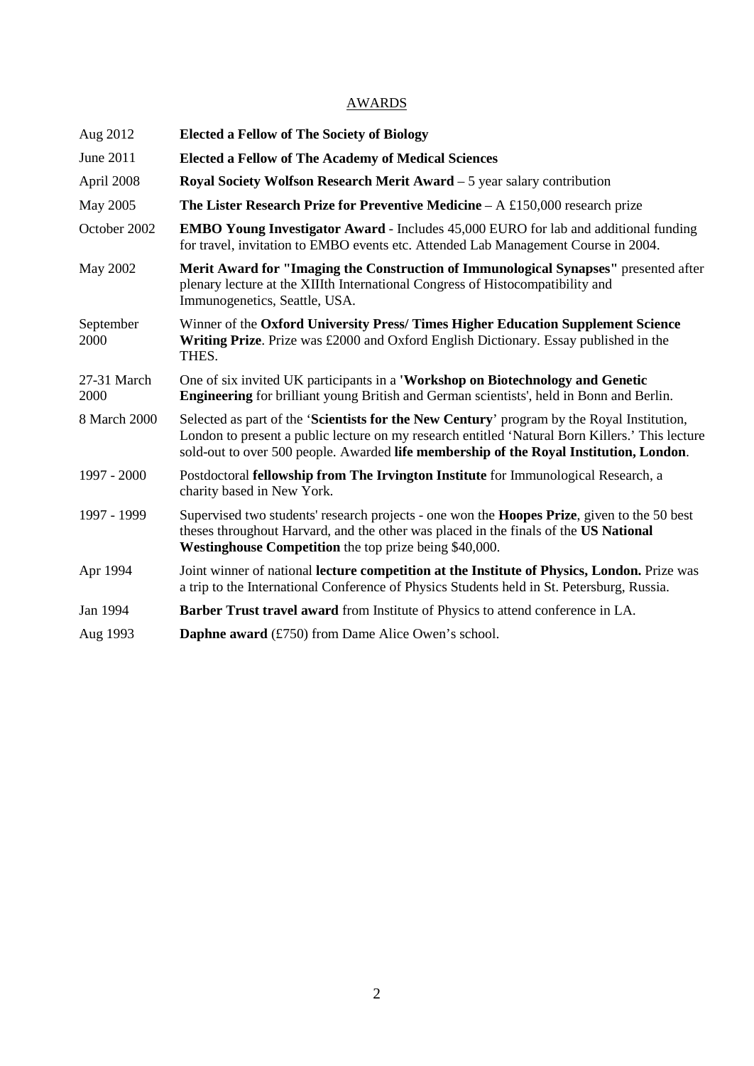## AWARDS

| | |
|---|---|
| Aug 2012 | **Elected a Fellow of The Society of Biology** |
| June 2011 | **Elected a Fellow of The Academy of Medical Sciences** |
| April 2008 | **Royal Society Wolfson Research Merit Award** – 5 year salary contribution |
| May 2005 | **The Lister Research Prize for Preventive Medicine** – A £150,000 research prize |
| October 2002 | **EMBO Young Investigator Award** - Includes 45,000 EURO for lab and additional funding for travel, invitation to EMBO events etc. Attended Lab Management Course in 2004. |
| May 2002 | **Merit Award for "Imaging the Construction of Immunological Synapses"** presented after plenary lecture at the XIIIth International Congress of Histocompatibility and Immunogenetics, Seattle, USA. |
| September 2000 | Winner of the **Oxford University Press/ Times Higher Education Supplement Science Writing Prize**. Prize was £2000 and Oxford English Dictionary. Essay published in the THES. |
| 27-31 March 2000 | One of six invited UK participants in a **'Workshop on Biotechnology and Genetic Engineering** for brilliant young British and German scientists', held in Bonn and Berlin. |
| 8 March 2000 | Selected as part of the '**Scientists for the New Century**' program by the Royal Institution, London to present a public lecture on my research entitled 'Natural Born Killers.' This lecture sold-out to over 500 people. Awarded **life membership of the Royal Institution, London**. |
| 1997 - 2000 | Postdoctoral **fellowship from The Irvington Institute** for Immunological Research, a charity based in New York. |
| 1997 - 1999 | Supervised two students' research projects - one won the **Hoopes Prize**, given to the 50 best theses throughout Harvard, and the other was placed in the finals of the **US National Westinghouse Competition** the top prize being $40,000. |
| Apr 1994 | Joint winner of national **lecture competition at the Institute of Physics, London.** Prize was a trip to the International Conference of Physics Students held in St. Petersburg, Russia. |
| Jan 1994 | **Barber Trust travel award** from Institute of Physics to attend conference in LA. |
| Aug 1993 | **Daphne award** (£750) from Dame Alice Owen's school. |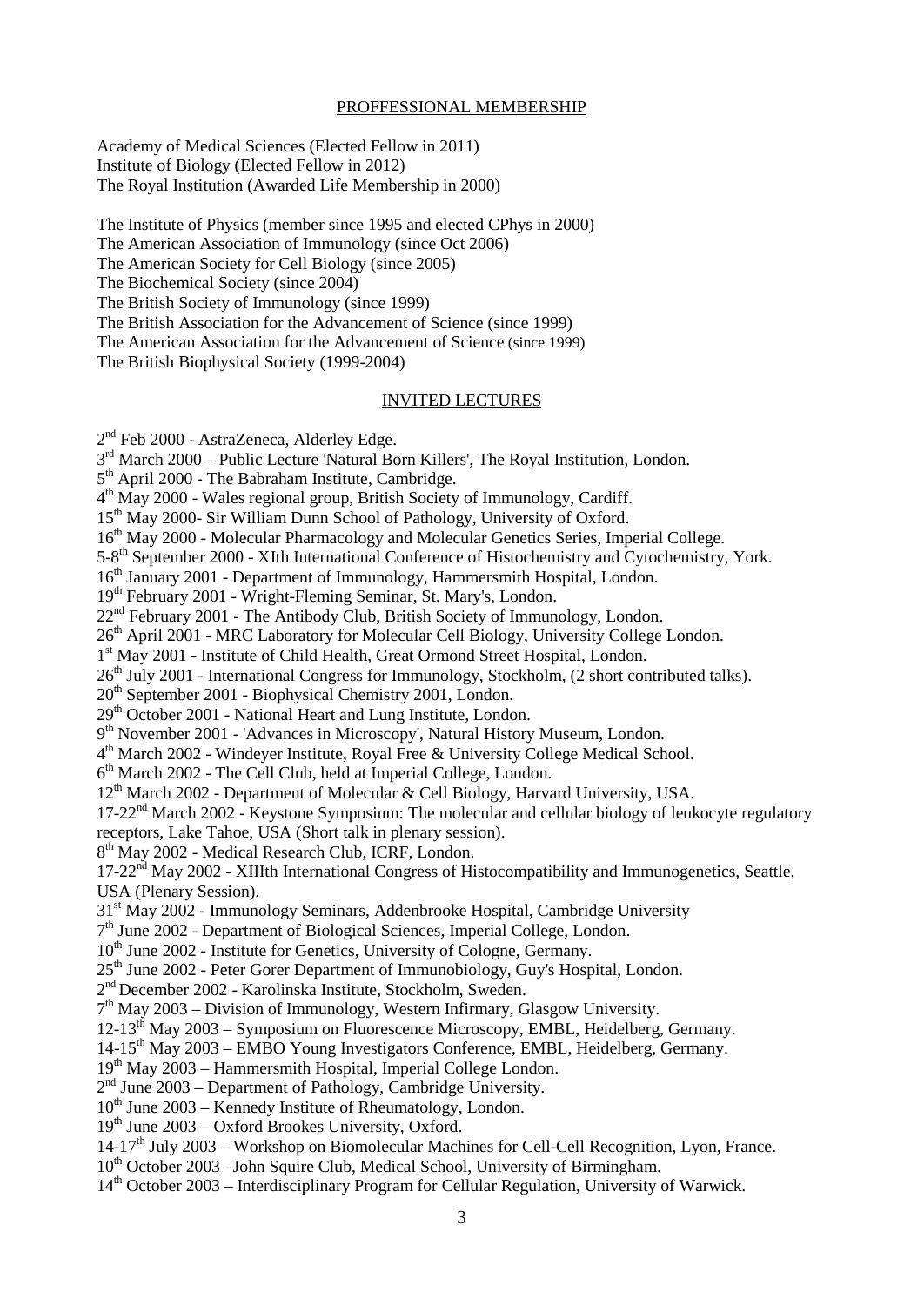## PROFFESSIONAL MEMBERSHIP

Academy of Medical Sciences (Elected Fellow in 2011)
Institute of Biology (Elected Fellow in 2012)
The Royal Institution (Awarded Life Membership in 2000)

The Institute of Physics (member since 1995 and elected CPhys in 2000)
The American Association of Immunology (since Oct 2006)
The American Society for Cell Biology (since 2005)
The Biochemical Society (since 2004)
The British Society of Immunology (since 1999)
The British Association for the Advancement of Science (since 1999)
The American Association for the Advancement of Science (since 1999)
The British Biophysical Society (1999-2004)

## INVITED LECTURES

2nd Feb 2000 - AstraZeneca, Alderley Edge.
3rd March 2000 – Public Lecture 'Natural Born Killers', The Royal Institution, London.
5th April 2000 - The Babraham Institute, Cambridge.
4th May 2000 - Wales regional group, British Society of Immunology, Cardiff.
15th May 2000- Sir William Dunn School of Pathology, University of Oxford.
16th May 2000 - Molecular Pharmacology and Molecular Genetics Series, Imperial College.
5-8th September 2000 - XIth International Conference of Histochemistry and Cytochemistry, York.
16th January 2001 - Department of Immunology, Hammersmith Hospital, London.
19th February 2001 - Wright-Fleming Seminar, St. Mary's, London.
22nd February 2001 - The Antibody Club, British Society of Immunology, London.
26th April 2001 - MRC Laboratory for Molecular Cell Biology, University College London.
1st May 2001 - Institute of Child Health, Great Ormond Street Hospital, London.
26th July 2001 - International Congress for Immunology, Stockholm, (2 short contributed talks).
20th September 2001 - Biophysical Chemistry 2001, London.
29th October 2001 - National Heart and Lung Institute, London.
9th November 2001 - 'Advances in Microscopy', Natural History Museum, London.
4th March 2002 - Windeyer Institute, Royal Free & University College Medical School.
6th March 2002 - The Cell Club, held at Imperial College, London.
12th March 2002 - Department of Molecular & Cell Biology, Harvard University, USA.
17-22nd March 2002 - Keystone Symposium: The molecular and cellular biology of leukocyte regulatory receptors, Lake Tahoe, USA (Short talk in plenary session).
8th May 2002 - Medical Research Club, ICRF, London.
17-22nd May 2002 - XIIIth International Congress of Histocompatibility and Immunogenetics, Seattle, USA (Plenary Session).
31st May 2002 - Immunology Seminars, Addenbrooke Hospital, Cambridge University
7th June 2002 - Department of Biological Sciences, Imperial College, London.
10th June 2002 - Institute for Genetics, University of Cologne, Germany.
25th June 2002 - Peter Gorer Department of Immunobiology, Guy's Hospital, London.
2nd December 2002 - Karolinska Institute, Stockholm, Sweden.
7th May 2003 – Division of Immunology, Western Infirmary, Glasgow University.
12-13th May 2003 – Symposium on Fluorescence Microscopy, EMBL, Heidelberg, Germany.
14-15th May 2003 – EMBO Young Investigators Conference, EMBL, Heidelberg, Germany.
19th May 2003 – Hammersmith Hospital, Imperial College London.
2nd June 2003 – Department of Pathology, Cambridge University.
10th June 2003 – Kennedy Institute of Rheumatology, London.
19th June 2003 – Oxford Brookes University, Oxford.
14-17th July 2003 – Workshop on Biomolecular Machines for Cell-Cell Recognition, Lyon, France.
10th October 2003 –John Squire Club, Medical School, University of Birmingham.
14th October 2003 – Interdisciplinary Program for Cellular Regulation, University of Warwick.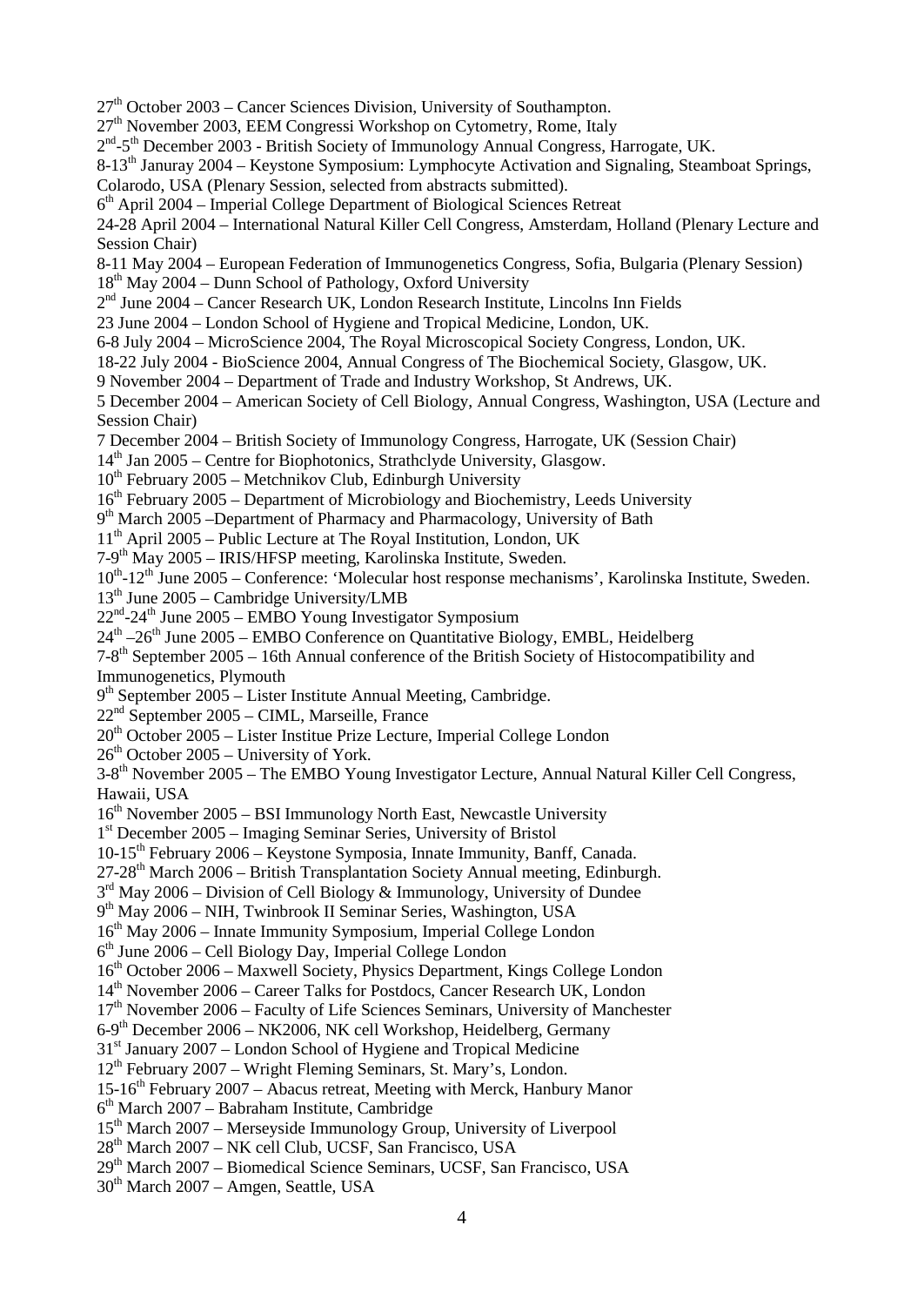27th October 2003 – Cancer Sciences Division, University of Southampton.
27th November 2003, EEM Congressi Workshop on Cytometry, Rome, Italy
2nd-5th December 2003 - British Society of Immunology Annual Congress, Harrogate, UK.
8-13th Januray 2004 – Keystone Symposium: Lymphocyte Activation and Signaling, Steamboat Springs, Colarodo, USA (Plenary Session, selected from abstracts submitted).
6th April 2004 – Imperial College Department of Biological Sciences Retreat
24-28 April 2004 – International Natural Killer Cell Congress, Amsterdam, Holland (Plenary Lecture and Session Chair)
8-11 May 2004 – European Federation of Immunogenetics Congress, Sofia, Bulgaria (Plenary Session)
18th May 2004 – Dunn School of Pathology, Oxford University
2nd June 2004 – Cancer Research UK, London Research Institute, Lincolns Inn Fields
23 June 2004 – London School of Hygiene and Tropical Medicine, London, UK.
6-8 July 2004 – MicroScience 2004, The Royal Microscopical Society Congress, London, UK.
18-22 July 2004 - BioScience 2004, Annual Congress of The Biochemical Society, Glasgow, UK.
9 November 2004 – Department of Trade and Industry Workshop, St Andrews, UK.
5 December 2004 – American Society of Cell Biology, Annual Congress, Washington, USA (Lecture and Session Chair)
7 December 2004 – British Society of Immunology Congress, Harrogate, UK (Session Chair)
14th Jan 2005 – Centre for Biophotonics, Strathclyde University, Glasgow.
10th February 2005 – Metchnikov Club, Edinburgh University
16th February 2005 – Department of Microbiology and Biochemistry, Leeds University
9th March 2005 –Department of Pharmacy and Pharmacology, University of Bath
11th April 2005 – Public Lecture at The Royal Institution, London, UK
7-9th May 2005 – IRIS/HFSP meeting, Karolinska Institute, Sweden.
10th-12th June 2005 – Conference: 'Molecular host response mechanisms', Karolinska Institute, Sweden.
13th June 2005 – Cambridge University/LMB
22nd-24th June 2005 – EMBO Young Investigator Symposium
24th –26th June 2005 – EMBO Conference on Quantitative Biology, EMBL, Heidelberg
7-8th September 2005 – 16th Annual conference of the British Society of Histocompatibility and Immunogenetics, Plymouth
9th September 2005 – Lister Institute Annual Meeting, Cambridge.
22nd September 2005 – CIML, Marseille, France
20th October 2005 – Lister Institue Prize Lecture, Imperial College London
26th October 2005 – University of York.
3-8th November 2005 – The EMBO Young Investigator Lecture, Annual Natural Killer Cell Congress, Hawaii, USA
16th November 2005 – BSI Immunology North East, Newcastle University
1st December 2005 – Imaging Seminar Series, University of Bristol
10-15th February 2006 – Keystone Symposia, Innate Immunity, Banff, Canada.
27-28th March 2006 – British Transplantation Society Annual meeting, Edinburgh.
3rd May 2006 – Division of Cell Biology & Immunology, University of Dundee
9th May 2006 – NIH, Twinbrook II Seminar Series, Washington, USA
16th May 2006 – Innate Immunity Symposium, Imperial College London
6th June 2006 – Cell Biology Day, Imperial College London
16th October 2006 – Maxwell Society, Physics Department, Kings College London
14th November 2006 – Career Talks for Postdocs, Cancer Research UK, London
17th November 2006 – Faculty of Life Sciences Seminars, University of Manchester
6-9th December 2006 – NK2006, NK cell Workshop, Heidelberg, Germany
31st January 2007 – London School of Hygiene and Tropical Medicine
12th February 2007 – Wright Fleming Seminars, St. Mary's, London.
15-16th February 2007 – Abacus retreat, Meeting with Merck, Hanbury Manor
6th March 2007 – Babraham Institute, Cambridge
15th March 2007 – Merseyside Immunology Group, University of Liverpool
28th March 2007 – NK cell Club, UCSF, San Francisco, USA
29th March 2007 – Biomedical Science Seminars, UCSF, San Francisco, USA
30th March 2007 – Amgen, Seattle, USA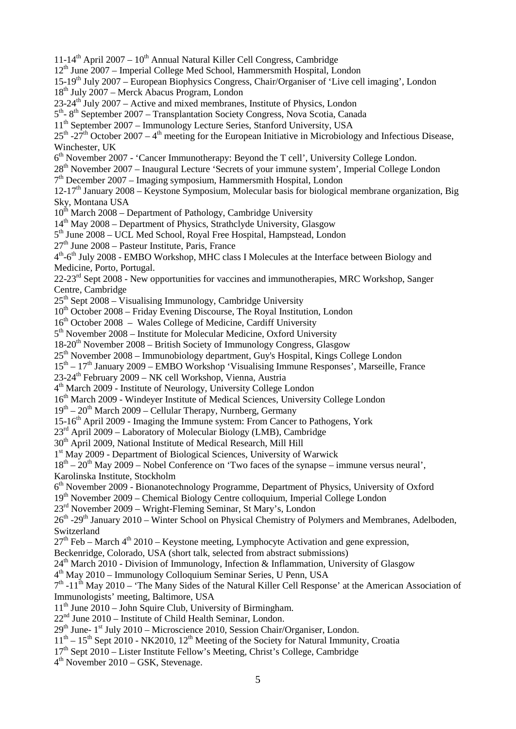11-14th April 2007 – 10th Annual Natural Killer Cell Congress, Cambridge
12th June 2007 – Imperial College Med School, Hammersmith Hospital, London
15-19th July 2007 – European Biophysics Congress, Chair/Organiser of 'Live cell imaging', London
18th July 2007 – Merck Abacus Program, London
23-24th July 2007 – Active and mixed membranes, Institute of Physics, London
5th- 8th September 2007 – Transplantation Society Congress, Nova Scotia, Canada
11th September 2007 – Immunology Lecture Series, Stanford University, USA
25th -27th October 2007 – 4th meeting for the European Initiative in Microbiology and Infectious Disease, Winchester, UK
6th November 2007 - 'Cancer Immunotherapy: Beyond the T cell', University College London.
28th November 2007 – Inaugural Lecture 'Secrets of your immune system', Imperial College London
7th December 2007 – Imaging symposium, Hammersmith Hospital, London
12-17th January 2008 – Keystone Symposium, Molecular basis for biological membrane organization, Big Sky, Montana USA
10th March 2008 – Department of Pathology, Cambridge University
14th May 2008 – Department of Physics, Strathclyde University, Glasgow
5th June 2008 – UCL Med School, Royal Free Hospital, Hampstead, London
27th June 2008 – Pasteur Institute, Paris, France
4th-6th July 2008 - EMBO Workshop, MHC class I Molecules at the Interface between Biology and Medicine, Porto, Portugal.
22-23rd Sept 2008 - New opportunities for vaccines and immunotherapies, MRC Workshop, Sanger Centre, Cambridge
25th Sept 2008 – Visualising Immunology, Cambridge University
10th October 2008 – Friday Evening Discourse, The Royal Institution, London
16th October 2008 – Wales College of Medicine, Cardiff University
5th November 2008 – Institute for Molecular Medicine, Oxford University
18-20th November 2008 – British Society of Immunology Congress, Glasgow
25th November 2008 – Immunobiology department, Guy's Hospital, Kings College London
15th – 17th January 2009 – EMBO Workshop 'Visualising Immune Responses', Marseille, France
23-24th February 2009 – NK cell Workshop, Vienna, Austria
4th March 2009 - Institute of Neurology, University College London
16th March 2009 - Windeyer Institute of Medical Sciences, University College London
19th – 20th March 2009 – Cellular Therapy, Nurnberg, Germany
15-16th April 2009 - Imaging the Immune system: From Cancer to Pathogens, York
23rd April 2009 – Laboratory of Molecular Biology (LMB), Cambridge
30th April 2009, National Institute of Medical Research, Mill Hill
1st May 2009 - Department of Biological Sciences, University of Warwick
18th – 20th May 2009 – Nobel Conference on 'Two faces of the synapse – immune versus neural', Karolinska Institute, Stockholm
6th November 2009 - Bionanotechnology Programme, Department of Physics, University of Oxford
19th November 2009 – Chemical Biology Centre colloquium, Imperial College London
23rd November 2009 – Wright-Fleming Seminar, St Mary's, London
26th -29th January 2010 – Winter School on Physical Chemistry of Polymers and Membranes, Adelboden, Switzerland
27th Feb – March 4th 2010 – Keystone meeting, Lymphocyte Activation and gene expression, Beckenridge, Colorado, USA (short talk, selected from abstract submissions)
24th March 2010 - Division of Immunology, Infection & Inflammation, University of Glasgow
4th May 2010 – Immunology Colloquium Seminar Series, U Penn, USA
7th -11th May 2010 – 'The Many Sides of the Natural Killer Cell Response' at the American Association of Immunologists' meeting, Baltimore, USA
11th June 2010 – John Squire Club, University of Birmingham.
22nd June 2010 – Institute of Child Health Seminar, London.
29th June- 1st July 2010 – Microscience 2010, Session Chair/Organiser, London.
11th – 15th Sept 2010 - NK2010, 12th Meeting of the Society for Natural Immunity, Croatia
17th Sept 2010 – Lister Institute Fellow's Meeting, Christ's College, Cambridge
4th November 2010 – GSK, Stevenage.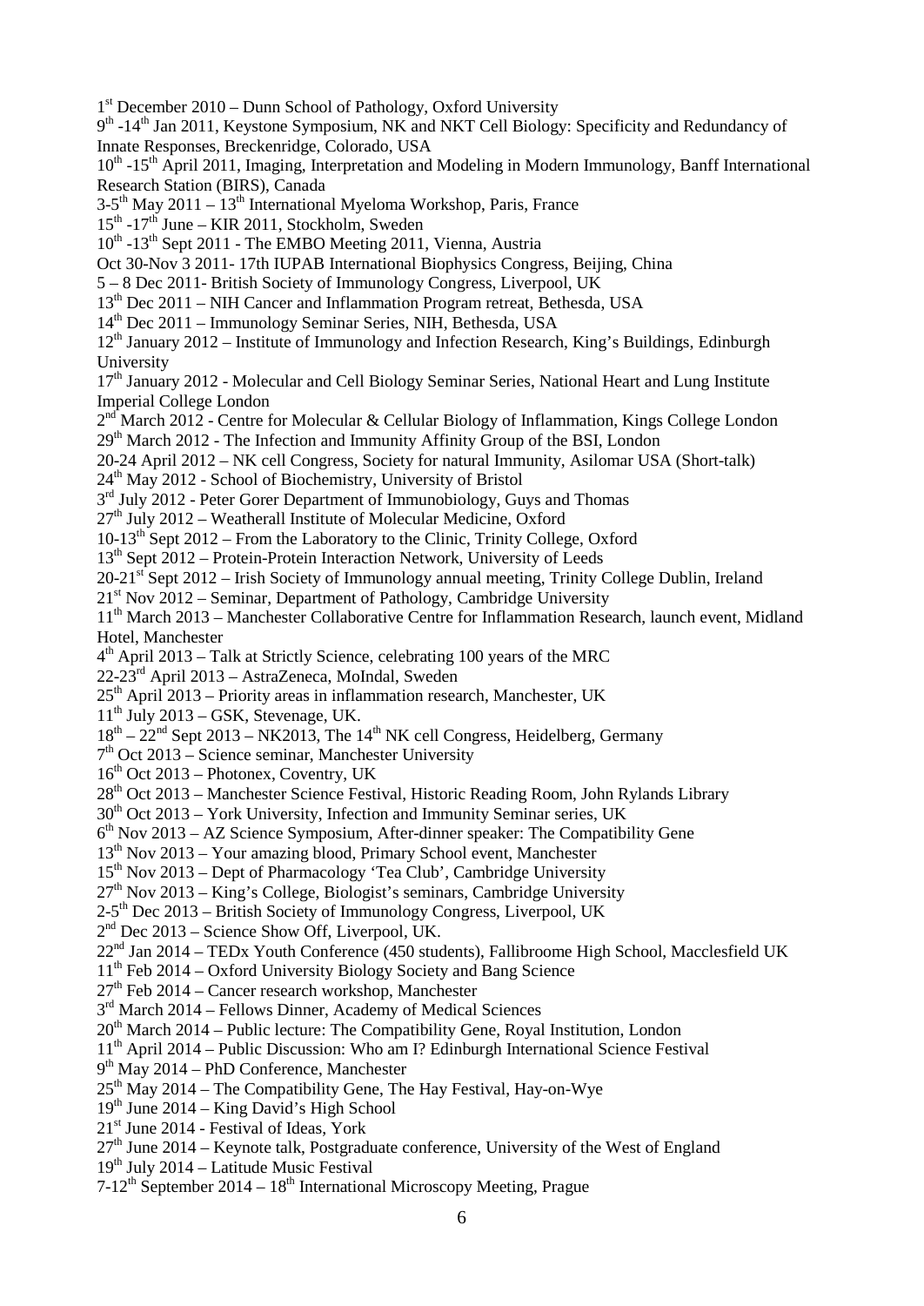1st December 2010 – Dunn School of Pathology, Oxford University
9th -14th Jan 2011, Keystone Symposium, NK and NKT Cell Biology: Specificity and Redundancy of Innate Responses, Breckenridge, Colorado, USA
10th -15th April 2011, Imaging, Interpretation and Modeling in Modern Immunology, Banff International Research Station (BIRS), Canada
3-5th May 2011 – 13th International Myeloma Workshop, Paris, France
15th -17th June – KIR 2011, Stockholm, Sweden
10th -13th Sept 2011 - The EMBO Meeting 2011, Vienna, Austria
Oct 30-Nov 3 2011- 17th IUPAB International Biophysics Congress, Beijing, China
5 – 8 Dec 2011- British Society of Immunology Congress, Liverpool, UK
13th Dec 2011 – NIH Cancer and Inflammation Program retreat, Bethesda, USA
14th Dec 2011 – Immunology Seminar Series, NIH, Bethesda, USA
12th January 2012 – Institute of Immunology and Infection Research, King's Buildings, Edinburgh University
17th January 2012 - Molecular and Cell Biology Seminar Series, National Heart and Lung Institute Imperial College London
2nd March 2012 - Centre for Molecular & Cellular Biology of Inflammation, Kings College London
29th March 2012 - The Infection and Immunity Affinity Group of the BSI, London
20-24 April 2012 – NK cell Congress, Society for natural Immunity, Asilomar USA (Short-talk)
24th May 2012 - School of Biochemistry, University of Bristol
3rd July 2012 - Peter Gorer Department of Immunobiology, Guys and Thomas
27th July 2012 – Weatherall Institute of Molecular Medicine, Oxford
10-13th Sept 2012 – From the Laboratory to the Clinic, Trinity College, Oxford
13th Sept 2012 – Protein-Protein Interaction Network, University of Leeds
20-21st Sept 2012 – Irish Society of Immunology annual meeting, Trinity College Dublin, Ireland
21st Nov 2012 – Seminar, Department of Pathology, Cambridge University
11th March 2013 – Manchester Collaborative Centre for Inflammation Research, launch event, Midland Hotel, Manchester
4th April 2013 – Talk at Strictly Science, celebrating 100 years of the MRC
22-23rd April 2013 – AstraZeneca, MoIndal, Sweden
25th April 2013 – Priority areas in inflammation research, Manchester, UK
11th July 2013 – GSK, Stevenage, UK.
18th – 22nd Sept 2013 – NK2013, The 14th NK cell Congress, Heidelberg, Germany
7th Oct 2013 – Science seminar, Manchester University
16th Oct 2013 – Photonex, Coventry, UK
28th Oct 2013 – Manchester Science Festival, Historic Reading Room, John Rylands Library
30th Oct 2013 – York University, Infection and Immunity Seminar series, UK
6th Nov 2013 – AZ Science Symposium, After-dinner speaker: The Compatibility Gene
13th Nov 2013 – Your amazing blood, Primary School event, Manchester
15th Nov 2013 – Dept of Pharmacology 'Tea Club', Cambridge University
27th Nov 2013 – King's College, Biologist's seminars, Cambridge University
2-5th Dec 2013 – British Society of Immunology Congress, Liverpool, UK
2nd Dec 2013 – Science Show Off, Liverpool, UK.
22nd Jan 2014 – TEDx Youth Conference (450 students), Fallibroome High School, Macclesfield UK
11th Feb 2014 – Oxford University Biology Society and Bang Science
27th Feb 2014 – Cancer research workshop, Manchester
3rd March 2014 – Fellows Dinner, Academy of Medical Sciences
20th March 2014 – Public lecture: The Compatibility Gene, Royal Institution, London
11th April 2014 – Public Discussion: Who am I? Edinburgh International Science Festival
9th May 2014 – PhD Conference, Manchester
25th May 2014 – The Compatibility Gene, The Hay Festival, Hay-on-Wye
19th June 2014 – King David's High School
21st June 2014 - Festival of Ideas, York
27th June 2014 – Keynote talk, Postgraduate conference, University of the West of England
19th July 2014 – Latitude Music Festival
7-12th September 2014 – 18th International Microscopy Meeting, Prague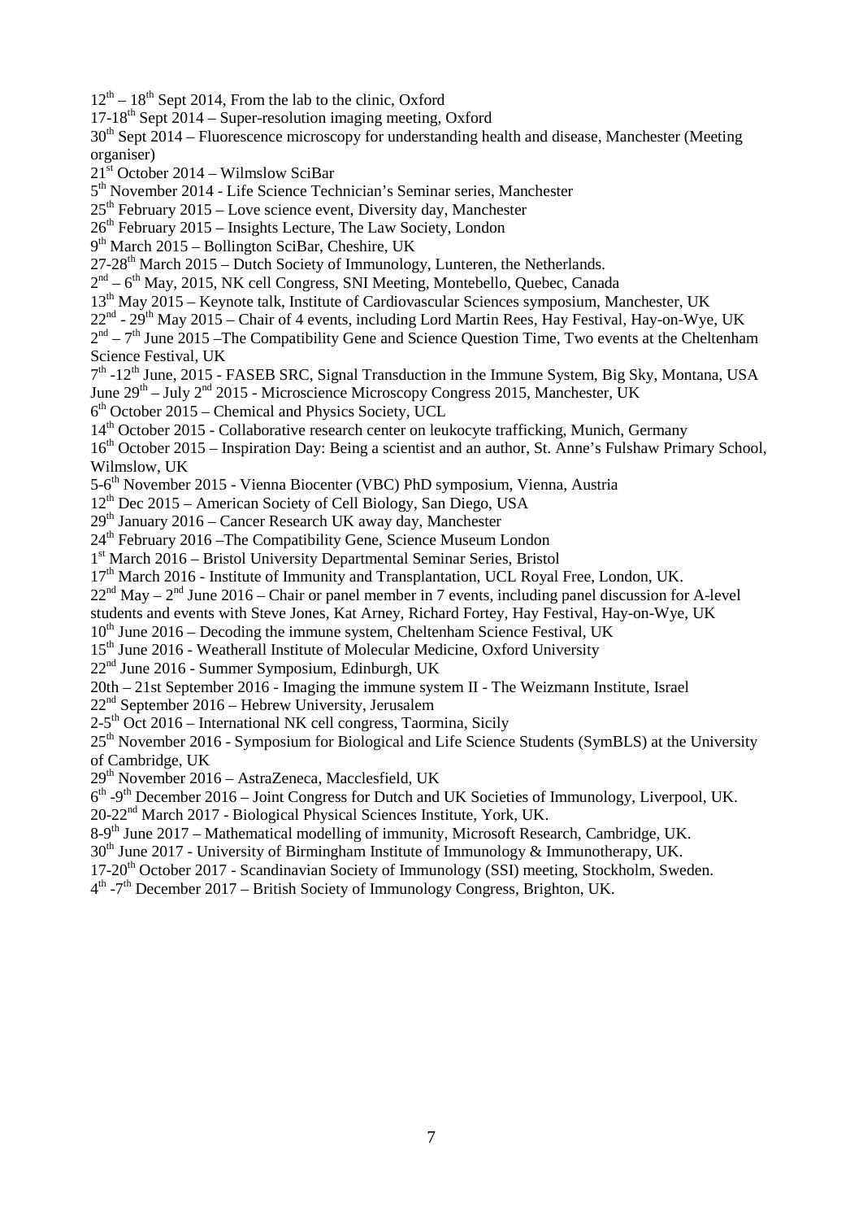12th – 18th Sept 2014, From the lab to the clinic, Oxford  
17-18th Sept 2014 – Super-resolution imaging meeting, Oxford  
30th Sept 2014 – Fluorescence microscopy for understanding health and disease, Manchester (Meeting organiser)  
21st October 2014 – Wilmslow SciBar  
5th November 2014 - Life Science Technician's Seminar series, Manchester  
25th February 2015 – Love science event, Diversity day, Manchester  
26th February 2015 – Insights Lecture, The Law Society, London  
9th March 2015 – Bollington SciBar, Cheshire, UK  
27-28th March 2015 – Dutch Society of Immunology, Lunteren, the Netherlands.  
2nd – 6th May, 2015, NK cell Congress, SNI Meeting, Montebello, Quebec, Canada  
13th May 2015 – Keynote talk, Institute of Cardiovascular Sciences symposium, Manchester, UK  
22nd - 29th May 2015 – Chair of 4 events, including Lord Martin Rees, Hay Festival, Hay-on-Wye, UK  
2nd – 7th June 2015 –The Compatibility Gene and Science Question Time, Two events at the Cheltenham Science Festival, UK  
7th -12th June, 2015 - FASEB SRC, Signal Transduction in the Immune System, Big Sky, Montana, USA  
June 29th – July 2nd 2015 - Microscience Microscopy Congress 2015, Manchester, UK  
6th October 2015 – Chemical and Physics Society, UCL  
14th October 2015 - Collaborative research center on leukocyte trafficking, Munich, Germany  
16th October 2015 – Inspiration Day: Being a scientist and an author, St. Anne's Fulshaw Primary School, Wilmslow, UK  
5-6th November 2015 - Vienna Biocenter (VBC) PhD symposium, Vienna, Austria  
12th Dec 2015 – American Society of Cell Biology, San Diego, USA  
29th January 2016 – Cancer Research UK away day, Manchester  
24th February 2016 –The Compatibility Gene, Science Museum London  
1st March 2016 – Bristol University Departmental Seminar Series, Bristol  
17th March 2016 - Institute of Immunity and Transplantation, UCL Royal Free, London, UK.  
22nd May – 2nd June 2016 – Chair or panel member in 7 events, including panel discussion for A-level students and events with Steve Jones, Kat Arney, Richard Fortey, Hay Festival, Hay-on-Wye, UK  
10th June 2016 – Decoding the immune system, Cheltenham Science Festival, UK  
15th June 2016 - Weatherall Institute of Molecular Medicine, Oxford University  
22nd June 2016 - Summer Symposium, Edinburgh, UK  
20th – 21st September 2016 - Imaging the immune system II - The Weizmann Institute, Israel  
22nd September 2016 – Hebrew University, Jerusalem  
2-5th Oct 2016 – International NK cell congress, Taormina, Sicily  
25th November 2016 - Symposium for Biological and Life Science Students (SymBLS) at the University of Cambridge, UK  
29th November 2016 – AstraZeneca, Macclesfield, UK  
6th -9th December 2016 – Joint Congress for Dutch and UK Societies of Immunology, Liverpool, UK.  
20-22nd March 2017 - Biological Physical Sciences Institute, York, UK.  
8-9th June 2017 – Mathematical modelling of immunity, Microsoft Research, Cambridge, UK.  
30th June 2017 - University of Birmingham Institute of Immunology & Immunotherapy, UK.  
17-20th October 2017 - Scandinavian Society of Immunology (SSI) meeting, Stockholm, Sweden.  
4th -7th December 2017 – British Society of Immunology Congress, Brighton, UK.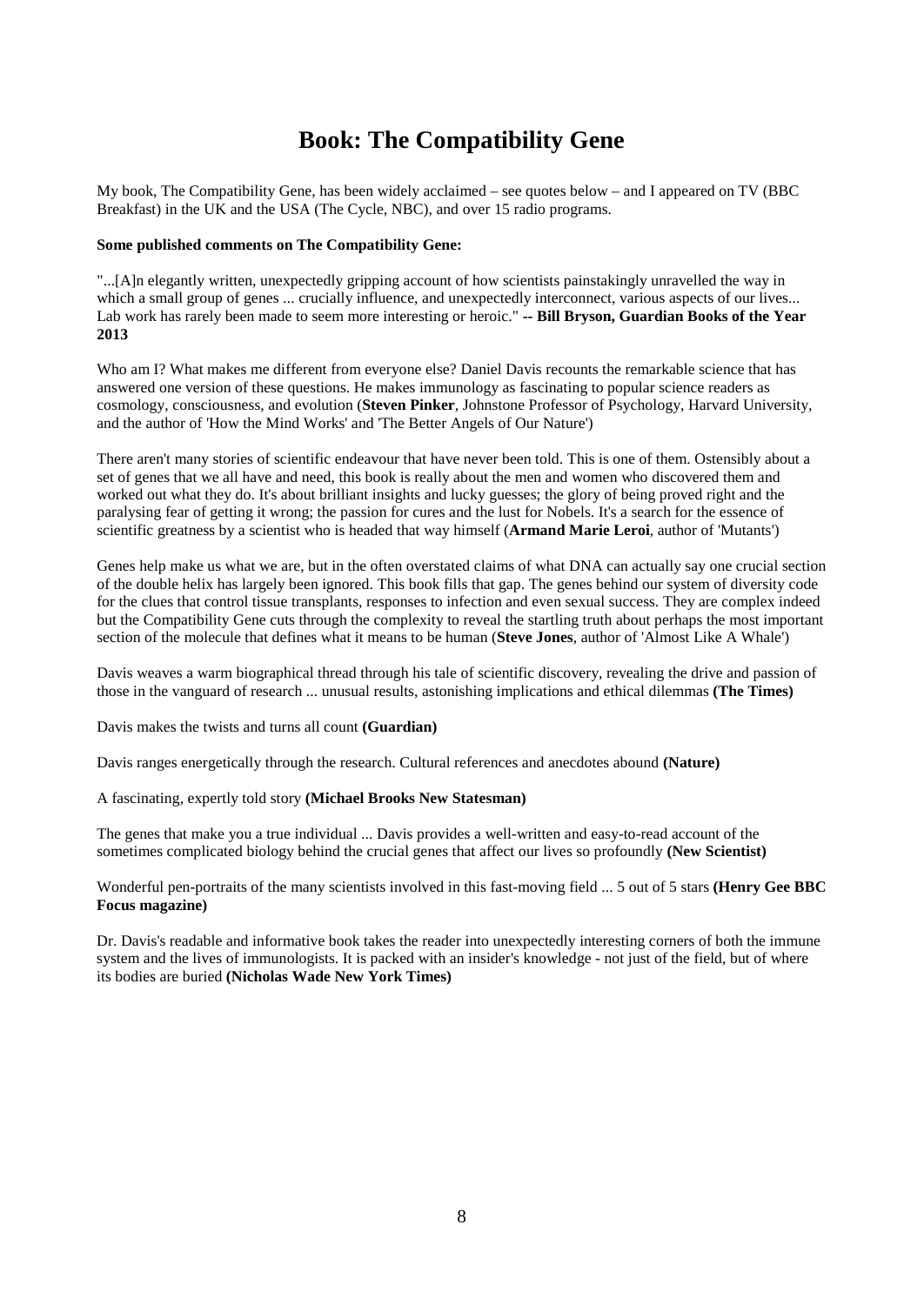# Book: The Compatibility Gene

My book, The Compatibility Gene, has been widely acclaimed – see quotes below – and I appeared on TV (BBC Breakfast) in the UK and the USA (The Cycle, NBC), and over 15 radio programs.

**Some published comments on The Compatibility Gene:**

"...[A]n elegantly written, unexpectedly gripping account of how scientists painstakingly unravelled the way in which a small group of genes ... crucially influence, and unexpectedly interconnect, various aspects of our lives... Lab work has rarely been made to seem more interesting or heroic." **-- Bill Bryson, Guardian Books of the Year 2013**

Who am I? What makes me different from everyone else? Daniel Davis recounts the remarkable science that has answered one version of these questions. He makes immunology as fascinating to popular science readers as cosmology, consciousness, and evolution (**Steven Pinker**, Johnstone Professor of Psychology, Harvard University, and the author of 'How the Mind Works' and 'The Better Angels of Our Nature')

There aren't many stories of scientific endeavour that have never been told. This is one of them. Ostensibly about a set of genes that we all have and need, this book is really about the men and women who discovered them and worked out what they do. It's about brilliant insights and lucky guesses; the glory of being proved right and the paralysing fear of getting it wrong; the passion for cures and the lust for Nobels. It's a search for the essence of scientific greatness by a scientist who is headed that way himself (**Armand Marie Leroi**, author of 'Mutants')

Genes help make us what we are, but in the often overstated claims of what DNA can actually say one crucial section of the double helix has largely been ignored. This book fills that gap. The genes behind our system of diversity code for the clues that control tissue transplants, responses to infection and even sexual success. They are complex indeed but the Compatibility Gene cuts through the complexity to reveal the startling truth about perhaps the most important section of the molecule that defines what it means to be human (**Steve Jones**, author of 'Almost Like A Whale')

Davis weaves a warm biographical thread through his tale of scientific discovery, revealing the drive and passion of those in the vanguard of research ... unusual results, astonishing implications and ethical dilemmas **(The Times)**

Davis makes the twists and turns all count **(Guardian)**

Davis ranges energetically through the research. Cultural references and anecdotes abound **(Nature)**

A fascinating, expertly told story **(Michael Brooks New Statesman)**

The genes that make you a true individual ... Davis provides a well-written and easy-to-read account of the sometimes complicated biology behind the crucial genes that affect our lives so profoundly **(New Scientist)**

Wonderful pen-portraits of the many scientists involved in this fast-moving field ... 5 out of 5 stars **(Henry Gee BBC Focus magazine)**

Dr. Davis's readable and informative book takes the reader into unexpectedly interesting corners of both the immune system and the lives of immunologists. It is packed with an insider's knowledge - not just of the field, but of where its bodies are buried **(Nicholas Wade New York Times)**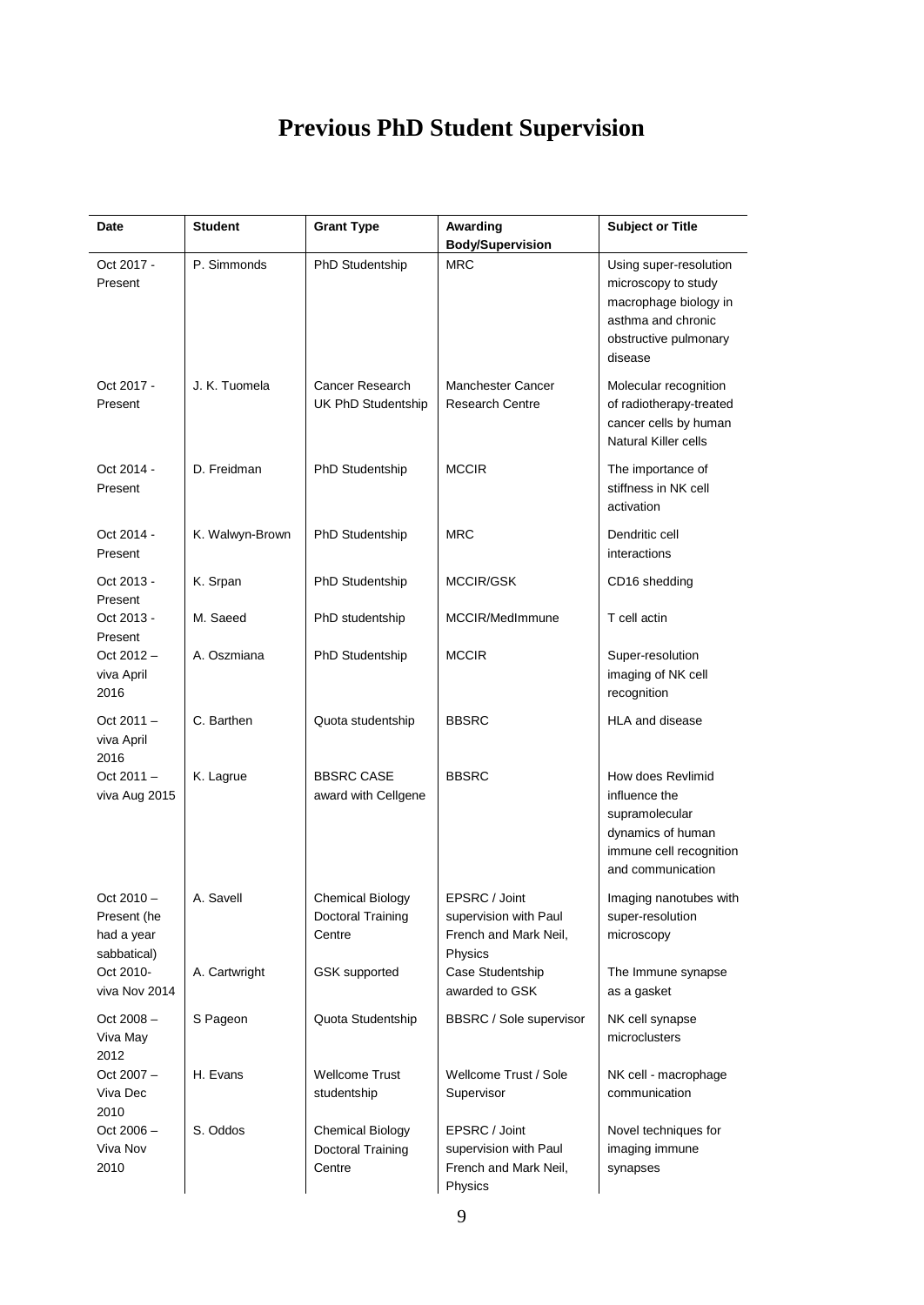# Previous PhD Student Supervision

| Date | Student | Grant Type | Awarding Body/Supervision | Subject or Title |
|---|---|---|---|---|
| Oct 2017 - Present | P. Simmonds | PhD Studentship | MRC | Using super-resolution microscopy to study macrophage biology in asthma and chronic obstructive pulmonary disease |
| Oct 2017 - Present | J. K. Tuomela | Cancer Research UK PhD Studentship | Manchester Cancer Research Centre | Molecular recognition of radiotherapy-treated cancer cells by human Natural Killer cells |
| Oct 2014 - Present | D. Freidman | PhD Studentship | MCCIR | The importance of stiffness in NK cell activation |
| Oct 2014 - Present | K. Walwyn-Brown | PhD Studentship | MRC | Dendritic cell interactions |
| Oct 2013 - Present | K. Srpan | PhD Studentship | MCCIR/GSK | CD16 shedding |
| Oct 2013 - Present | M. Saeed | PhD studentship | MCCIR/MedImmune | T cell actin |
| Oct 2012 – viva April 2016 | A. Oszmiana | PhD Studentship | MCCIR | Super-resolution imaging of NK cell recognition |
| Oct 2011 – viva April 2016 | C. Barthen | Quota studentship | BBSRC | HLA and disease |
| Oct 2011 – viva Aug 2015 | K. Lagrue | BBSRC CASE award with Cellgene | BBSRC | How does Revlimid influence the supramolecular dynamics of human immune cell recognition and communication |
| Oct 2010 – Present (he had a year sabbatical) | A. Savell | Chemical Biology Doctoral Training Centre | EPSRC / Joint supervision with Paul French and Mark Neil, Physics | Imaging nanotubes with super-resolution microscopy |
| Oct 2010- viva Nov 2014 | A. Cartwright | GSK supported | Case Studentship awarded to GSK | The Immune synapse as a gasket |
| Oct 2008 – Viva May 2012 | S Pageon | Quota Studentship | BBSRC / Sole supervisor | NK cell synapse microclusters |
| Oct 2007 – Viva Dec 2010 | H. Evans | Wellcome Trust studentship | Wellcome Trust / Sole Supervisor | NK cell - macrophage communication |
| Oct 2006 – Viva Nov 2010 | S. Oddos | Chemical Biology Doctoral Training Centre | EPSRC / Joint supervision with Paul French and Mark Neil, Physics | Novel techniques for imaging immune synapses |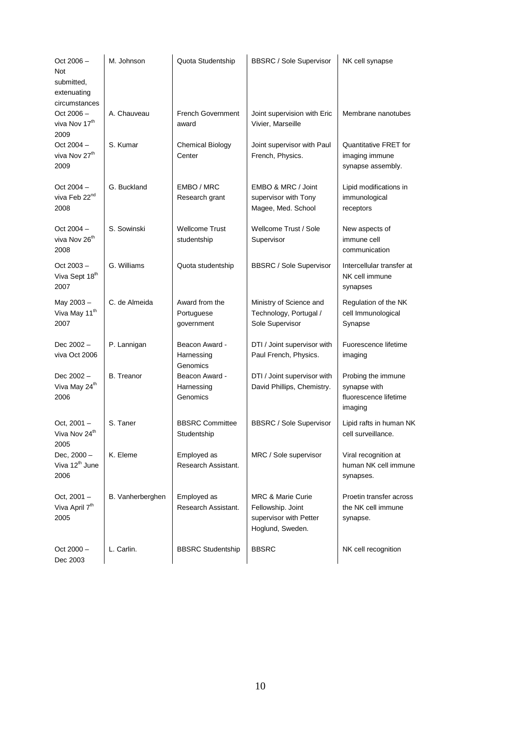| | | | | |
|---|---|---|---|---|
| Oct 2006 – Not submitted, extenuating circumstances | M. Johnson | Quota Studentship | BBSRC / Sole Supervisor | NK cell synapse |
| Oct 2006 – viva Nov 17th 2009 | A. Chauveau | French Government award | Joint supervision with Eric Vivier, Marseille | Membrane nanotubes |
| Oct 2004 – viva Nov 27th 2009 | S. Kumar | Chemical Biology Center | Joint supervisor with Paul French, Physics. | Quantitative FRET for imaging immune synapse assembly. |
| Oct 2004 – viva Feb 22nd 2008 | G. Buckland | EMBO / MRC Research grant | EMBO & MRC / Joint supervisor with Tony Magee, Med. School | Lipid modifications in immunological receptors |
| Oct 2004 – viva Nov 26th 2008 | S. Sowinski | Wellcome Trust studentship | Wellcome Trust / Sole Supervisor | New aspects of immune cell communication |
| Oct 2003 – Viva Sept 18th 2007 | G. Williams | Quota studentship | BBSRC / Sole Supervisor | Intercellular transfer at NK cell immune synapses |
| May 2003 – Viva May 11th 2007 | C. de Almeida | Award from the Portuguese government | Ministry of Science and Technology, Portugal / Sole Supervisor | Regulation of the NK cell Immunological Synapse |
| Dec 2002 – viva Oct 2006 | P. Lannigan | Beacon Award - Harnessing Genomics | DTI / Joint supervisor with Paul French, Physics. | Fuorescence lifetime imaging |
| Dec 2002 – Viva May 24th 2006 | B. Treanor | Beacon Award - Harnessing Genomics | DTI / Joint supervisor with David Phillips, Chemistry. | Probing the immune synapse with fluorescence lifetime imaging |
| Oct, 2001 – Viva Nov 24th 2005 | S. Taner | BBSRC Committee Studentship | BBSRC / Sole Supervisor | Lipid rafts in human NK cell surveillance. |
| Dec, 2000 – Viva 12th June 2006 | K. Eleme | Employed as Research Assistant. | MRC / Sole supervisor | Viral recognition at human NK cell immune synapses. |
| Oct, 2001 – Viva April 7th 2005 | B. Vanherberghen | Employed as Research Assistant. | MRC & Marie Curie Fellowship. Joint supervisor with Petter Hoglund, Sweden. | Proetin transfer across the NK cell immune synapse. |
| Oct 2000 – Dec 2003 | L. Carlin. | BBSRC Studentship | BBSRC | NK cell recognition |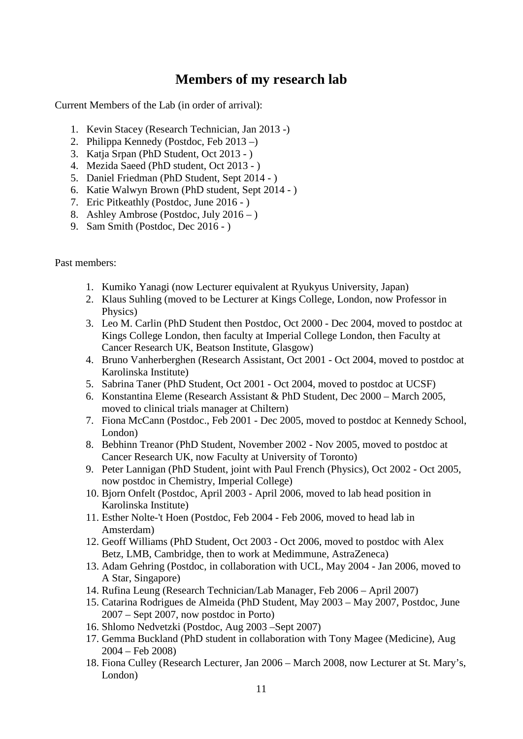# Members of my research lab

Current Members of the Lab (in order of arrival):

1. Kevin Stacey (Research Technician, Jan 2013 -)
2. Philippa Kennedy (Postdoc, Feb 2013 –)
3. Katja Srpan (PhD Student, Oct 2013 - )
4. Mezida Saeed (PhD student, Oct 2013 - )
5. Daniel Friedman (PhD Student, Sept 2014 - )
6. Katie Walwyn Brown (PhD student, Sept 2014 - )
7. Eric Pitkeathly (Postdoc, June 2016 - )
8. Ashley Ambrose (Postdoc, July 2016 – )
9. Sam Smith (Postdoc, Dec 2016 - )

Past members:

1. Kumiko Yanagi (now Lecturer equivalent at Ryukyus University, Japan)
2. Klaus Suhling (moved to be Lecturer at Kings College, London, now Professor in Physics)
3. Leo M. Carlin (PhD Student then Postdoc, Oct 2000 - Dec 2004, moved to postdoc at Kings College London, then faculty at Imperial College London, then Faculty at Cancer Research UK, Beatson Institute, Glasgow)
4. Bruno Vanherberghen (Research Assistant, Oct 2001 - Oct 2004, moved to postdoc at Karolinska Institute)
5. Sabrina Taner (PhD Student, Oct 2001 - Oct 2004, moved to postdoc at UCSF)
6. Konstantina Eleme (Research Assistant & PhD Student, Dec 2000 – March 2005, moved to clinical trials manager at Chiltern)
7. Fiona McCann (Postdoc., Feb 2001 - Dec 2005, moved to postdoc at Kennedy School, London)
8. Bebhinn Treanor (PhD Student, November 2002 - Nov 2005, moved to postdoc at Cancer Research UK, now Faculty at University of Toronto)
9. Peter Lannigan (PhD Student, joint with Paul French (Physics), Oct 2002 - Oct 2005, now postdoc in Chemistry, Imperial College)
10. Bjorn Onfelt (Postdoc, April 2003 - April 2006, moved to lab head position in Karolinska Institute)
11. Esther Nolte-'t Hoen (Postdoc, Feb 2004 - Feb 2006, moved to head lab in Amsterdam)
12. Geoff Williams (PhD Student, Oct 2003 - Oct 2006, moved to postdoc with Alex Betz, LMB, Cambridge, then to work at Medimmune, AstraZeneca)
13. Adam Gehring (Postdoc, in collaboration with UCL, May 2004 - Jan 2006, moved to A Star, Singapore)
14. Rufina Leung (Research Technician/Lab Manager, Feb 2006 – April 2007)
15. Catarina Rodrigues de Almeida (PhD Student, May 2003 – May 2007, Postdoc, June 2007 – Sept 2007, now postdoc in Porto)
16. Shlomo Nedvetzki (Postdoc, Aug 2003 –Sept 2007)
17. Gemma Buckland (PhD student in collaboration with Tony Magee (Medicine), Aug 2004 – Feb 2008)
18. Fiona Culley (Research Lecturer, Jan 2006 – March 2008, now Lecturer at St. Mary's, London)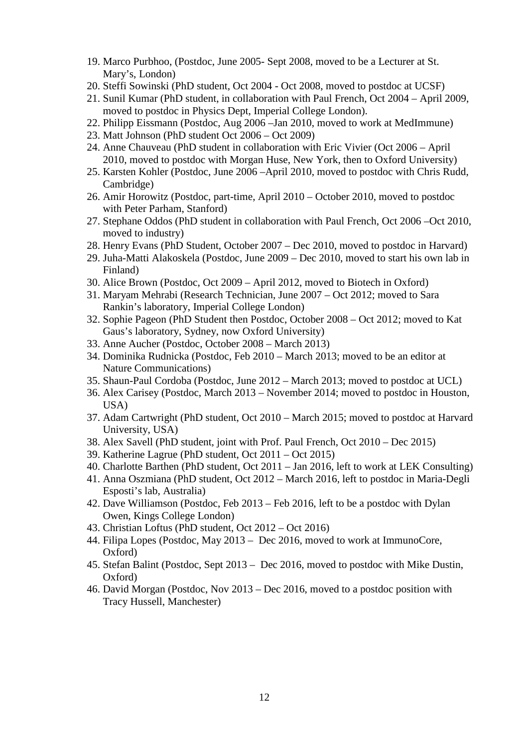19. Marco Purbhoo, (Postdoc, June 2005- Sept 2008, moved to be a Lecturer at St. Mary's, London)
20. Steffi Sowinski (PhD student, Oct 2004 - Oct 2008, moved to postdoc at UCSF)
21. Sunil Kumar (PhD student, in collaboration with Paul French, Oct 2004 – April 2009, moved to postdoc in Physics Dept, Imperial College London).
22. Philipp Eissmann (Postdoc, Aug 2006 –Jan 2010, moved to work at MedImmune)
23. Matt Johnson (PhD student Oct 2006 – Oct 2009)
24. Anne Chauveau (PhD student in collaboration with Eric Vivier (Oct 2006 – April 2010, moved to postdoc with Morgan Huse, New York, then to Oxford University)
25. Karsten Kohler (Postdoc, June 2006 –April 2010, moved to postdoc with Chris Rudd, Cambridge)
26. Amir Horowitz (Postdoc, part-time, April 2010 – October 2010, moved to postdoc with Peter Parham, Stanford)
27. Stephane Oddos (PhD student in collaboration with Paul French, Oct 2006 –Oct 2010, moved to industry)
28. Henry Evans (PhD Student, October 2007 – Dec 2010, moved to postdoc in Harvard)
29. Juha-Matti Alakoskela (Postdoc, June 2009 – Dec 2010, moved to start his own lab in Finland)
30. Alice Brown (Postdoc, Oct 2009 – April 2012, moved to Biotech in Oxford)
31. Maryam Mehrabi (Research Technician, June 2007 – Oct 2012; moved to Sara Rankin's laboratory, Imperial College London)
32. Sophie Pageon (PhD Student then Postdoc, October 2008 – Oct 2012; moved to Kat Gaus's laboratory, Sydney, now Oxford University)
33. Anne Aucher (Postdoc, October 2008 – March 2013)
34. Dominika Rudnicka (Postdoc, Feb 2010 – March 2013; moved to be an editor at Nature Communications)
35. Shaun-Paul Cordoba (Postdoc, June 2012 – March 2013; moved to postdoc at UCL)
36. Alex Carisey (Postdoc, March 2013 – November 2014; moved to postdoc in Houston, USA)
37. Adam Cartwright (PhD student, Oct 2010 – March 2015; moved to postdoc at Harvard University, USA)
38. Alex Savell (PhD student, joint with Prof. Paul French, Oct 2010 – Dec 2015)
39. Katherine Lagrue (PhD student, Oct 2011 – Oct 2015)
40. Charlotte Barthen (PhD student, Oct 2011 – Jan 2016, left to work at LEK Consulting)
41. Anna Oszmiana (PhD student, Oct 2012 – March 2016, left to postdoc in Maria-Degli Esposti's lab, Australia)
42. Dave Williamson (Postdoc, Feb 2013 – Feb 2016, left to be a postdoc with Dylan Owen, Kings College London)
43. Christian Loftus (PhD student, Oct 2012 – Oct 2016)
44. Filipa Lopes (Postdoc, May 2013 – Dec 2016, moved to work at ImmunoCore, Oxford)
45. Stefan Balint (Postdoc, Sept 2013 – Dec 2016, moved to postdoc with Mike Dustin, Oxford)
46. David Morgan (Postdoc, Nov 2013 – Dec 2016, moved to a postdoc position with Tracy Hussell, Manchester)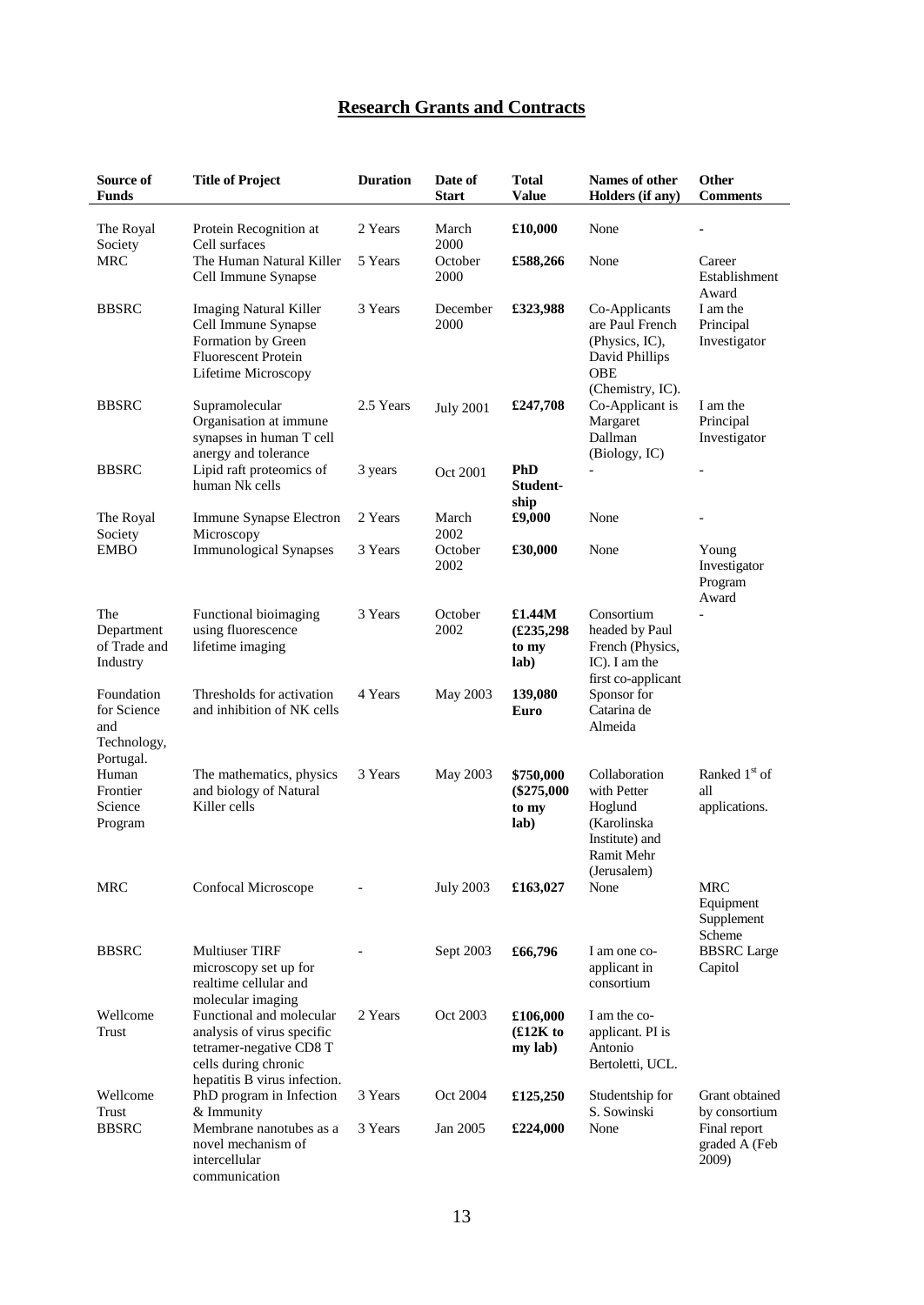# Research Grants and Contracts

| Source of Funds | Title of Project | Duration | Date of Start | Total Value | Names of other Holders (if any) | Other Comments |
|---|---|---|---|---|---|---|
| The Royal Society | Protein Recognition at Cell surfaces | 2 Years | March 2000 | **£10,000** | None | - |
| MRC | The Human Natural Killer Cell Immune Synapse | 5 Years | October 2000 | **£588,266** | None | Career Establishment Award |
| BBSRC | Imaging Natural Killer Cell Immune Synapse Formation by Green Fluorescent Protein Lifetime Microscopy | 3 Years | December 2000 | **£323,988** | Co-Applicants are Paul French (Physics, IC), David Phillips OBE (Chemistry, IC). | I am the Principal Investigator |
| BBSRC | Supramolecular Organisation at immune synapses in human T cell anergy and tolerance | 2.5 Years | July 2001 | **£247,708** | Co-Applicant is Margaret Dallman (Biology, IC) | I am the Principal Investigator |
| BBSRC | Lipid raft proteomics of human Nk cells | 3 years | Oct 2001 | **PhD Student-ship** | - | - |
| The Royal Society | Immune Synapse Electron Microscopy | 2 Years | March 2002 | **£9,000** | None | - |
| EMBO | Immunological Synapses | 3 Years | October 2002 | **£30,000** | None | Young Investigator Program Award |
| The Department of Trade and Industry | Functional bioimaging using fluorescence lifetime imaging | 3 Years | October 2002 | **£1.44M (£235,298 to my lab)** | Consortium headed by Paul French (Physics, IC). I am the first co-applicant | - |
| Foundation for Science and Technology, Portugal. | Thresholds for activation and inhibition of NK cells | 4 Years | May 2003 | **139,080 Euro** | Sponsor for Catarina de Almeida | |
| Human Frontier Science Program | The mathematics, physics and biology of Natural Killer cells | 3 Years | May 2003 | **\$750,000 (\$275,000 to my lab)** | Collaboration with Petter Hoglund (Karolinska Institute) and Ramit Mehr (Jerusalem) | Ranked 1st of all applications. |
| MRC | Confocal Microscope | - | July 2003 | **£163,027** | None | MRC Equipment Supplement Scheme |
| BBSRC | Multiuser TIRF microscopy set up for realtime cellular and molecular imaging | - | Sept 2003 | **£66,796** | I am one co-applicant in consortium | BBSRC Large Capitol |
| Wellcome Trust | Functional and molecular analysis of virus specific tetramer-negative CD8 T cells during chronic hepatitis B virus infection. | 2 Years | Oct 2003 | **£106,000 (£12K to my lab)** | I am the co-applicant. PI is Antonio Bertoletti, UCL. | |
| Wellcome Trust | PhD program in Infection & Immunity | 3 Years | Oct 2004 | **£125,250** | Studentship for S. Sowinski | Grant obtained by consortium |
| BBSRC | Membrane nanotubes as a novel mechanism of intercellular communication | 3 Years | Jan 2005 | **£224,000** | None | Final report graded A (Feb 2009) |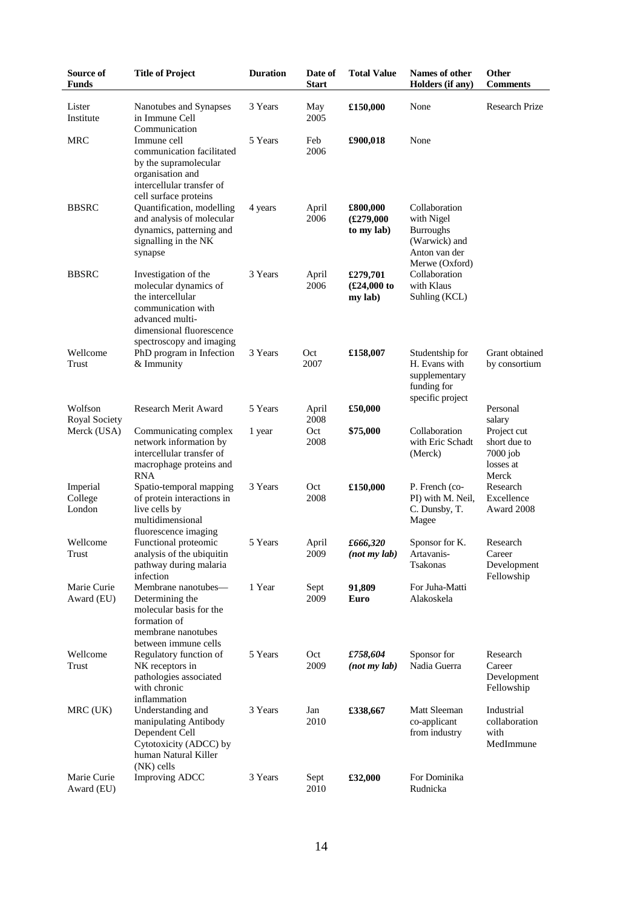| Source of Funds | Title of Project | Duration | Date of Start | Total Value | Names of other Holders (if any) | Other Comments |
|---|---|---|---|---|---|---|
| Lister Institute | Nanotubes and Synapses in Immune Cell Communication | 3 Years | May 2005 | **£150,000** | None | Research Prize |
| MRC | Immune cell communication facilitated by the supramolecular organisation and intercellular transfer of cell surface proteins | 5 Years | Feb 2006 | **£900,018** | None | |
| BBSRC | Quantification, modelling and analysis of molecular dynamics, patterning and signalling in the NK synapse | 4 years | April 2006 | **£800,000 (£279,000 to my lab)** | Collaboration with Nigel Burroughs (Warwick) and Anton van der Merwe (Oxford) | |
| BBSRC | Investigation of the molecular dynamics of the intercellular communication with advanced multi-dimensional fluorescence spectroscopy and imaging | 3 Years | April 2006 | **£279,701 (£24,000 to my lab)** | Collaboration with Klaus Suhling (KCL) | |
| Wellcome Trust | PhD program in Infection & Immunity | 3 Years | Oct 2007 | **£158,007** | Studentship for H. Evans with supplementary funding for specific project | Grant obtained by consortium |
| Wolfson Royal Society | Research Merit Award | 5 Years | April 2008 | **£50,000** | | Personal salary |
| Merck (USA) | Communicating complex network information by intercellular transfer of macrophage proteins and RNA | 1 year | Oct 2008 | **$75,000** | Collaboration with Eric Schadt (Merck) | Project cut short due to 7000 job losses at Merck |
| Imperial College London | Spatio-temporal mapping of protein interactions in live cells by multidimensional fluorescence imaging | 3 Years | Oct 2008 | **£150,000** | P. French (co-PI) with M. Neil, C. Dunsby, T. Magee | Research Excellence Award 2008 |
| Wellcome Trust | Functional proteomic analysis of the ubiquitin pathway during malaria infection | 5 Years | April 2009 | ***£666,320 (not my lab)*** | Sponsor for K. Artavanis-Tsakonas | Research Career Development Fellowship |
| Marie Curie Award (EU) | Membrane nanotubes—Determining the molecular basis for the formation of membrane nanotubes between immune cells | 1 Year | Sept 2009 | **91,809 Euro** | For Juha-Matti Alakoskela | |
| Wellcome Trust | Regulatory function of NK receptors in pathologies associated with chronic inflammation | 5 Years | Oct 2009 | ***£758,604 (not my lab)*** | Sponsor for Nadia Guerra | Research Career Development Fellowship |
| MRC (UK) | Understanding and manipulating Antibody Dependent Cell Cytotoxicity (ADCC) by human Natural Killer (NK) cells | 3 Years | Jan 2010 | **£338,667** | Matt Sleeman co-applicant from industry | Industrial collaboration with MedImmune |
| Marie Curie Award (EU) | Improving ADCC | 3 Years | Sept 2010 | **£32,000** | For Dominika Rudnicka | |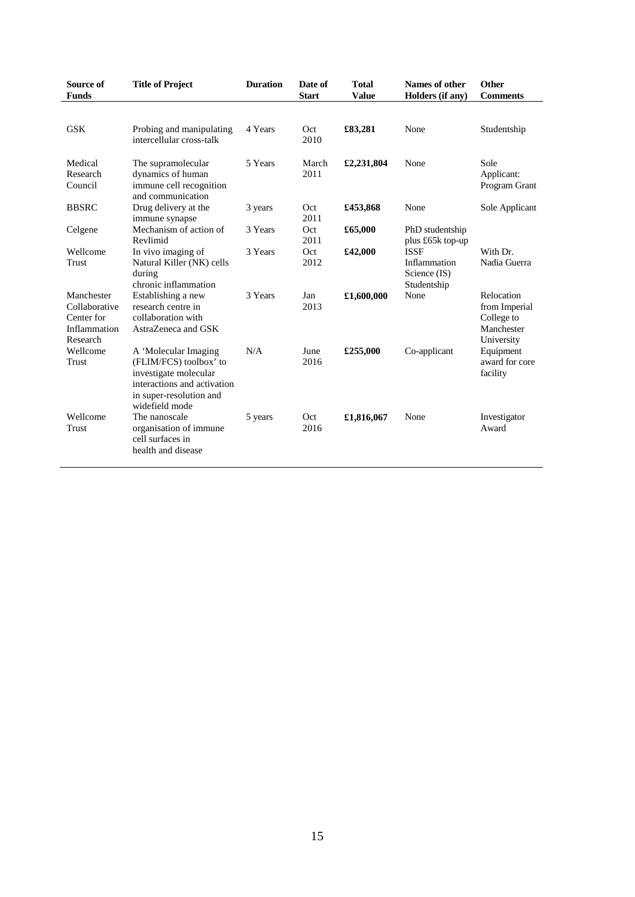| Source of Funds | Title of Project | Duration | Date of Start | Total Value | Names of other Holders (if any) | Other Comments |
|---|---|---|---|---|---|---|
| GSK | Probing and manipulating intercellular cross-talk | 4 Years | Oct 2010 | **£83,281** | None | Studentship |
| Medical Research Council | The supramolecular dynamics of human immune cell recognition and communication | 5 Years | March 2011 | **£2,231,804** | None | Sole Applicant: Program Grant |
| BBSRC | Drug delivery at the immune synapse | 3 years | Oct 2011 | **£453,868** | None | Sole Applicant |
| Celgene | Mechanism of action of Revlimid | 3 Years | Oct 2011 | **£65,000** | PhD studentship plus £65k top-up | |
| Wellcome Trust | In vivo imaging of Natural Killer (NK) cells during chronic inflammation | 3 Years | Oct 2012 | **£42,000** | ISSF Inflammation Science (IS) Studentship | With Dr. Nadia Guerra |
| Manchester Collaborative Center for Inflammation Research | Establishing a new research centre in collaboration with AstraZeneca and GSK | 3 Years | Jan 2013 | **£1,600,000** | None | Relocation from Imperial College to Manchester University |
| Wellcome Trust | A 'Molecular Imaging (FLIM/FCS) toolbox' to investigate molecular interactions and activation in super-resolution and widefield mode | N/A | June 2016 | **£255,000** | Co-applicant | Equipment award for core facility |
| Wellcome Trust | The nanoscale organisation of immune cell surfaces in health and disease | 5 years | Oct 2016 | **£1,816,067** | None | Investigator Award |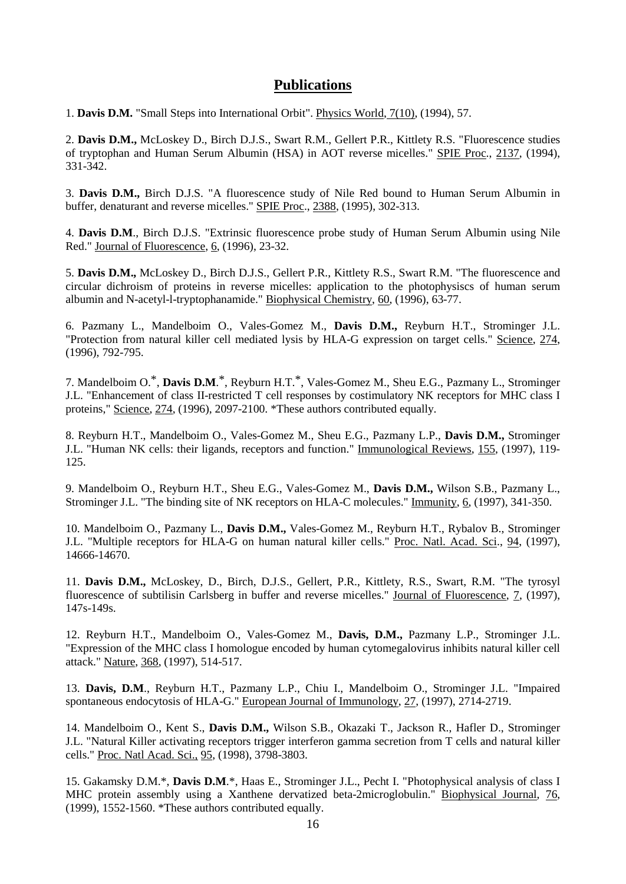## Publications

1. **Davis D.M.** "Small Steps into International Orbit". Physics World, 7(10), (1994), 57.

2. **Davis D.M.,** McLoskey D., Birch D.J.S., Swart R.M., Gellert P.R., Kittlety R.S. "Fluorescence studies of tryptophan and Human Serum Albumin (HSA) in AOT reverse micelles." SPIE Proc., 2137, (1994), 331-342.

3. **Davis D.M.,** Birch D.J.S. "A fluorescence study of Nile Red bound to Human Serum Albumin in buffer, denaturant and reverse micelles." SPIE Proc., 2388, (1995), 302-313.

4. **Davis D.M**., Birch D.J.S. "Extrinsic fluorescence probe study of Human Serum Albumin using Nile Red." Journal of Fluorescence, 6, (1996), 23-32.

5. **Davis D.M.,** McLoskey D., Birch D.J.S., Gellert P.R., Kittlety R.S., Swart R.M. "The fluorescence and circular dichroism of proteins in reverse micelles: application to the photophysiscs of human serum albumin and N-acetyl-l-tryptophanamide." Biophysical Chemistry, 60, (1996), 63-77.

6. Pazmany L., Mandelboim O., Vales-Gomez M., **Davis D.M.,** Reyburn H.T., Strominger J.L. "Protection from natural killer cell mediated lysis by HLA-G expression on target cells." Science, 274, (1996), 792-795.

7. Mandelboim O.*, **Davis D.M**.*, Reyburn H.T.*, Vales-Gomez M., Sheu E.G., Pazmany L., Strominger J.L. "Enhancement of class II-restricted T cell responses by costimulatory NK receptors for MHC class I proteins," Science, 274, (1996), 2097-2100. *These authors contributed equally.

8. Reyburn H.T., Mandelboim O., Vales-Gomez M., Sheu E.G., Pazmany L.P., **Davis D.M.,** Strominger J.L. "Human NK cells: their ligands, receptors and function." Immunological Reviews, 155, (1997), 119-125.

9. Mandelboim O., Reyburn H.T., Sheu E.G., Vales-Gomez M., **Davis D.M.,** Wilson S.B., Pazmany L., Strominger J.L. "The binding site of NK receptors on HLA-C molecules." Immunity, 6, (1997), 341-350.

10. Mandelboim O., Pazmany L., **Davis D.M.,** Vales-Gomez M., Reyburn H.T., Rybalov B., Strominger J.L. "Multiple receptors for HLA-G on human natural killer cells." Proc. Natl. Acad. Sci., 94, (1997), 14666-14670.

11. **Davis D.M.,** McLoskey, D., Birch, D.J.S., Gellert, P.R., Kittlety, R.S., Swart, R.M. "The tyrosyl fluorescence of subtilisin Carlsberg in buffer and reverse micelles." Journal of Fluorescence, 7, (1997), 147s-149s.

12. Reyburn H.T., Mandelboim O., Vales-Gomez M., **Davis, D.M.,** Pazmany L.P., Strominger J.L. "Expression of the MHC class I homologue encoded by human cytomegalovirus inhibits natural killer cell attack." Nature, 368, (1997), 514-517.

13. **Davis, D.M**., Reyburn H.T., Pazmany L.P., Chiu I., Mandelboim O., Strominger J.L. "Impaired spontaneous endocytosis of HLA-G." European Journal of Immunology, 27, (1997), 2714-2719.

14. Mandelboim O., Kent S., **Davis D.M.,** Wilson S.B., Okazaki T., Jackson R., Hafler D., Strominger J.L. "Natural Killer activating receptors trigger interferon gamma secretion from T cells and natural killer cells." Proc. Natl Acad. Sci., 95, (1998), 3798-3803.

15. Gakamsky D.M.*, **Davis D.M**.*, Haas E., Strominger J.L., Pecht I. "Photophysical analysis of class I MHC protein assembly using a Xanthene dervatized beta-2microglobulin." Biophysical Journal, 76, (1999), 1552-1560. *These authors contributed equally.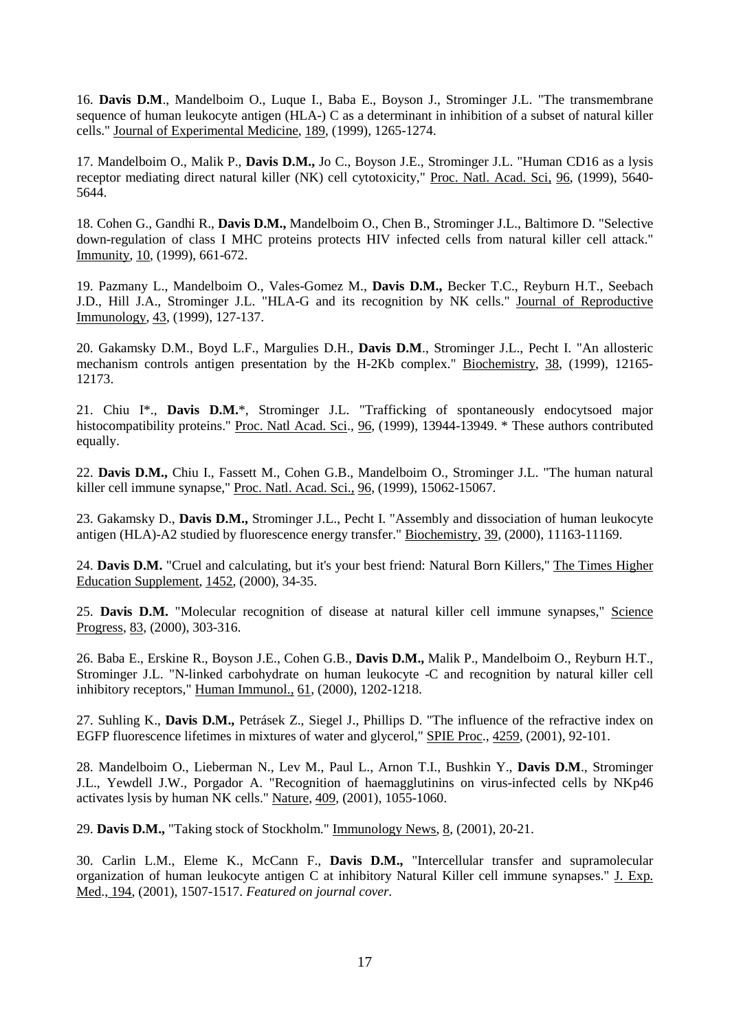16. **Davis D.M**., Mandelboim O., Luque I., Baba E., Boyson J., Strominger J.L. "The transmembrane sequence of human leukocyte antigen (HLA-) C as a determinant in inhibition of a subset of natural killer cells." Journal of Experimental Medicine, 189, (1999), 1265-1274.

17. Mandelboim O., Malik P., **Davis D.M.,** Jo C., Boyson J.E., Strominger J.L. "Human CD16 as a lysis receptor mediating direct natural killer (NK) cell cytotoxicity," Proc. Natl. Acad. Sci, 96, (1999), 5640-5644.

18. Cohen G., Gandhi R., **Davis D.M.,** Mandelboim O., Chen B., Strominger J.L., Baltimore D. "Selective down-regulation of class I MHC proteins protects HIV infected cells from natural killer cell attack." Immunity, 10, (1999), 661-672.

19. Pazmany L., Mandelboim O., Vales-Gomez M., **Davis D.M.,** Becker T.C., Reyburn H.T., Seebach J.D., Hill J.A., Strominger J.L. "HLA-G and its recognition by NK cells." Journal of Reproductive Immunology, 43, (1999), 127-137.

20. Gakamsky D.M., Boyd L.F., Margulies D.H., **Davis D.M**., Strominger J.L., Pecht I. "An allosteric mechanism controls antigen presentation by the H-2Kb complex." Biochemistry, 38, (1999), 12165-12173.

21. Chiu I*., **Davis D.M.***, Strominger J.L. "Trafficking of spontaneously endocytsoed major histocompatibility proteins." Proc. Natl Acad. Sci., 96, (1999), 13944-13949. * These authors contributed equally.

22. **Davis D.M.,** Chiu I., Fassett M., Cohen G.B., Mandelboim O., Strominger J.L. "The human natural killer cell immune synapse," Proc. Natl. Acad. Sci., 96, (1999), 15062-15067.

23. Gakamsky D., **Davis D.M.,** Strominger J.L., Pecht I. "Assembly and dissociation of human leukocyte antigen (HLA)-A2 studied by fluorescence energy transfer." Biochemistry, 39, (2000), 11163-11169.

24. **Davis D.M.** "Cruel and calculating, but it's your best friend: Natural Born Killers," The Times Higher Education Supplement, 1452, (2000), 34-35.

25. **Davis D.M.** "Molecular recognition of disease at natural killer cell immune synapses," Science Progress, 83, (2000), 303-316.

26. Baba E., Erskine R., Boyson J.E., Cohen G.B., **Davis D.M.,** Malik P., Mandelboim O., Reyburn H.T., Strominger J.L. "N-linked carbohydrate on human leukocyte -C and recognition by natural killer cell inhibitory receptors," Human Immunol., 61, (2000), 1202-1218.

27. Suhling K., **Davis D.M.,** Petrásek Z., Siegel J., Phillips D. "The influence of the refractive index on EGFP fluorescence lifetimes in mixtures of water and glycerol," SPIE Proc., 4259, (2001), 92-101.

28. Mandelboim O., Lieberman N., Lev M., Paul L., Arnon T.I., Bushkin Y., **Davis D.M**., Strominger J.L., Yewdell J.W., Porgador A. "Recognition of haemagglutinins on virus-infected cells by NKp46 activates lysis by human NK cells." Nature, 409, (2001), 1055-1060.

29. **Davis D.M.,** "Taking stock of Stockholm." Immunology News, 8, (2001), 20-21.

30. Carlin L.M., Eleme K., McCann F., **Davis D.M.,** "Intercellular transfer and supramolecular organization of human leukocyte antigen C at inhibitory Natural Killer cell immune synapses." J. Exp. Med., 194, (2001), 1507-1517. *Featured on journal cover.*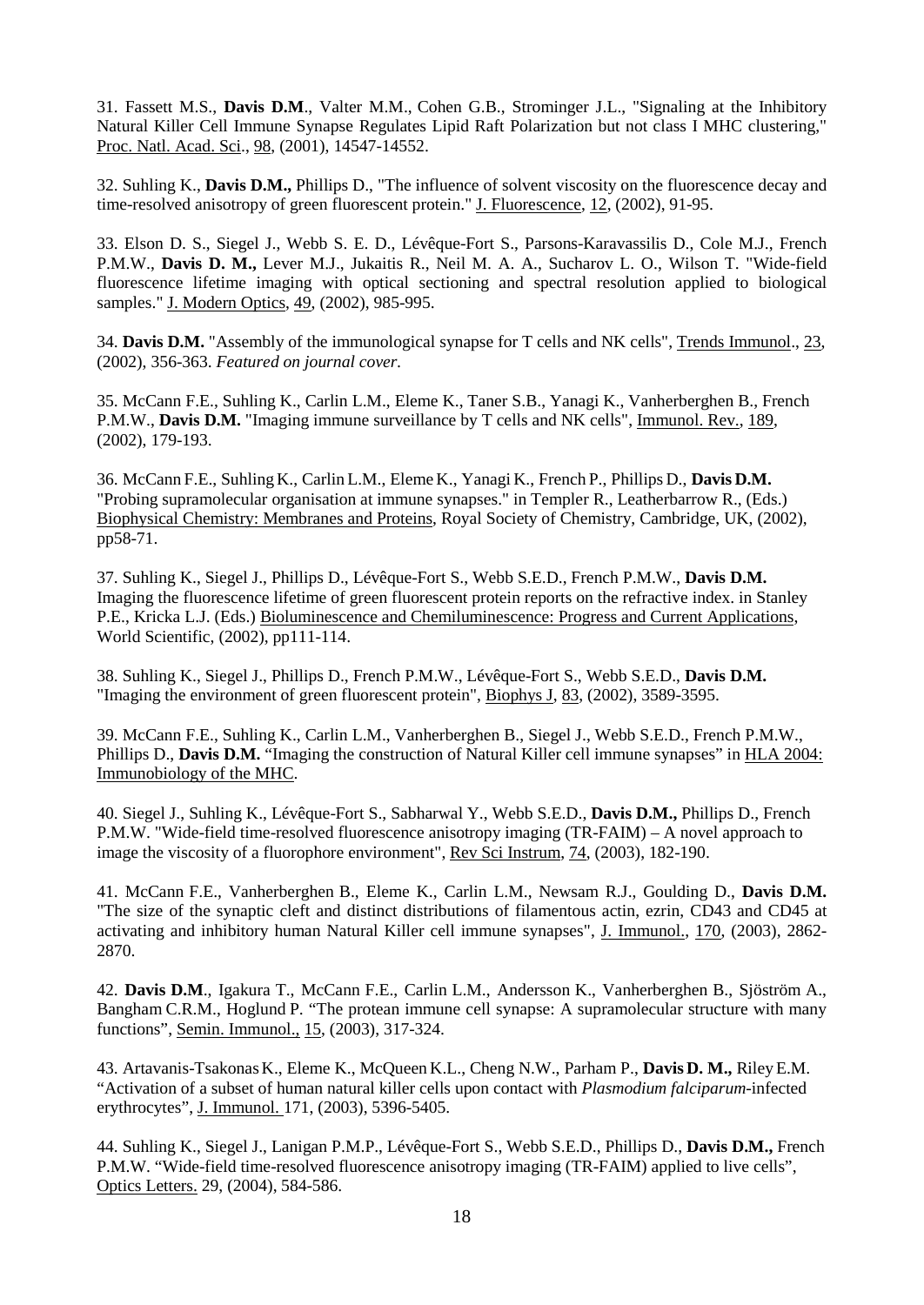31. Fassett M.S., **Davis D.M**., Valter M.M., Cohen G.B., Strominger J.L., "Signaling at the Inhibitory Natural Killer Cell Immune Synapse Regulates Lipid Raft Polarization but not class I MHC clustering," Proc. Natl. Acad. Sci., 98, (2001), 14547-14552.

32. Suhling K., **Davis D.M.,** Phillips D., "The influence of solvent viscosity on the fluorescence decay and time-resolved anisotropy of green fluorescent protein." J. Fluorescence, 12, (2002), 91-95.

33. Elson D. S., Siegel J., Webb S. E. D., Lévêque-Fort S., Parsons-Karavassilis D., Cole M.J., French P.M.W., **Davis D. M.,** Lever M.J., Jukaitis R., Neil M. A. A., Sucharov L. O., Wilson T. "Wide-field fluorescence lifetime imaging with optical sectioning and spectral resolution applied to biological samples." J. Modern Optics, 49, (2002), 985-995.

34. **Davis D.M.** "Assembly of the immunological synapse for T cells and NK cells", Trends Immunol., 23, (2002), 356-363. *Featured on journal cover.*

35. McCann F.E., Suhling K., Carlin L.M., Eleme K., Taner S.B., Yanagi K., Vanherberghen B., French P.M.W., **Davis D.M.** "Imaging immune surveillance by T cells and NK cells", Immunol. Rev., 189, (2002), 179-193.

36. McCann F.E., Suhling K., Carlin L.M., Eleme K., Yanagi K., French P., Phillips D., **Davis D.M.** "Probing supramolecular organisation at immune synapses." in Templer R., Leatherbarrow R., (Eds.) Biophysical Chemistry: Membranes and Proteins, Royal Society of Chemistry, Cambridge, UK, (2002), pp58-71.

37. Suhling K., Siegel J., Phillips D., Lévêque-Fort S., Webb S.E.D., French P.M.W., **Davis D.M.** Imaging the fluorescence lifetime of green fluorescent protein reports on the refractive index. in Stanley P.E., Kricka L.J. (Eds.) Bioluminescence and Chemiluminescence: Progress and Current Applications, World Scientific, (2002), pp111-114.

38. Suhling K., Siegel J., Phillips D., French P.M.W., Lévêque-Fort S., Webb S.E.D., **Davis D.M.** "Imaging the environment of green fluorescent protein", Biophys J, 83, (2002), 3589-3595.

39. McCann F.E., Suhling K., Carlin L.M., Vanherberghen B., Siegel J., Webb S.E.D., French P.M.W., Phillips D., **Davis D.M.** "Imaging the construction of Natural Killer cell immune synapses" in HLA 2004: Immunobiology of the MHC.

40. Siegel J., Suhling K., Lévêque-Fort S., Sabharwal Y., Webb S.E.D., **Davis D.M.,** Phillips D., French P.M.W. "Wide-field time-resolved fluorescence anisotropy imaging (TR-FAIM) – A novel approach to image the viscosity of a fluorophore environment", Rev Sci Instrum, 74, (2003), 182-190.

41. McCann F.E., Vanherberghen B., Eleme K., Carlin L.M., Newsam R.J., Goulding D., **Davis D.M.** "The size of the synaptic cleft and distinct distributions of filamentous actin, ezrin, CD43 and CD45 at activating and inhibitory human Natural Killer cell immune synapses", J. Immunol., 170, (2003), 2862-2870.

42. **Davis D.M**., Igakura T., McCann F.E., Carlin L.M., Andersson K., Vanherberghen B., Sjöström A., Bangham C.R.M., Hoglund P. "The protean immune cell synapse: A supramolecular structure with many functions", Semin. Immunol., 15, (2003), 317-324.

43. Artavanis-Tsakonas K., Eleme K., McQueen K.L., Cheng N.W., Parham P., **Davis D. M.,** Riley E.M. "Activation of a subset of human natural killer cells upon contact with *Plasmodium falciparum*-infected erythrocytes", J. Immunol. 171, (2003), 5396-5405.

44. Suhling K., Siegel J., Lanigan P.M.P., Lévêque-Fort S., Webb S.E.D., Phillips D., **Davis D.M.,** French P.M.W. "Wide-field time-resolved fluorescence anisotropy imaging (TR-FAIM) applied to live cells", Optics Letters. 29, (2004), 584-586.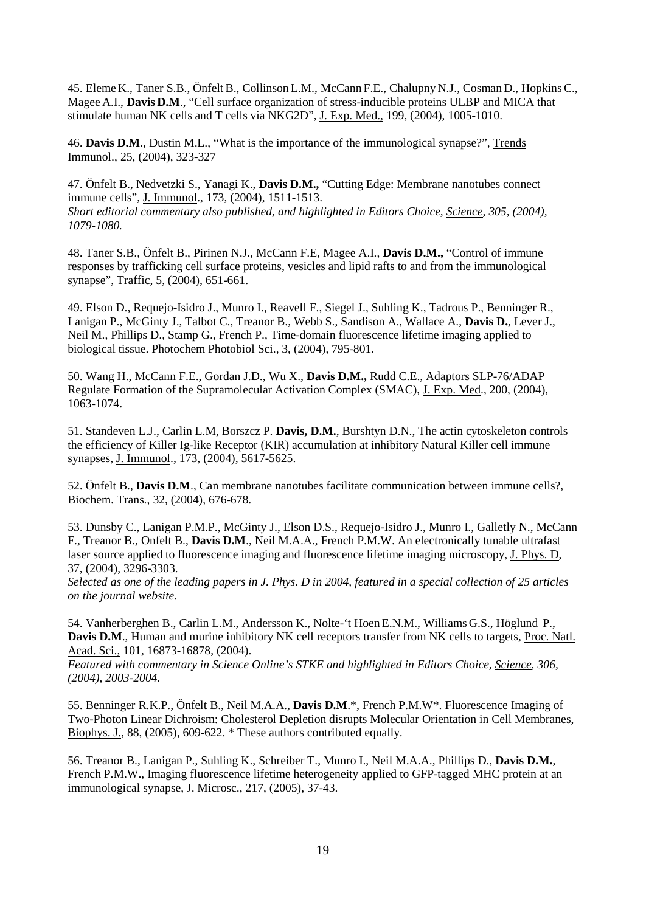45. Eleme K., Taner S.B., Önfelt B., Collinson L.M., McCann F.E., Chalupny N.J., Cosman D., Hopkins C., Magee A.I., **Davis D.M**., "Cell surface organization of stress-inducible proteins ULBP and MICA that stimulate human NK cells and T cells via NKG2D", J. Exp. Med., 199, (2004), 1005-1010.

46. **Davis D.M**., Dustin M.L., "What is the importance of the immunological synapse?", Trends Immunol., 25, (2004), 323-327

47. Önfelt B., Nedvetzki S., Yanagi K., **Davis D.M.,** "Cutting Edge: Membrane nanotubes connect immune cells", J. Immunol., 173, (2004), 1511-1513.
*Short editorial commentary also published, and highlighted in Editors Choice, Science, 305, (2004), 1079-1080.*

48. Taner S.B., Önfelt B., Pirinen N.J., McCann F.E, Magee A.I., **Davis D.M.,** "Control of immune responses by trafficking cell surface proteins, vesicles and lipid rafts to and from the immunological synapse", Traffic, 5, (2004), 651-661.

49. Elson D., Requejo-Isidro J., Munro I., Reavell F., Siegel J., Suhling K., Tadrous P., Benninger R., Lanigan P., McGinty J., Talbot C., Treanor B., Webb S., Sandison A., Wallace A., **Davis D.**, Lever J., Neil M., Phillips D., Stamp G., French P., Time-domain fluorescence lifetime imaging applied to biological tissue. Photochem Photobiol Sci., 3, (2004), 795-801.

50. Wang H., McCann F.E., Gordan J.D., Wu X., **Davis D.M.,** Rudd C.E., Adaptors SLP-76/ADAP Regulate Formation of the Supramolecular Activation Complex (SMAC), J. Exp. Med., 200, (2004), 1063-1074.

51. Standeven L.J., Carlin L.M, Borszcz P. **Davis, D.M.**, Burshtyn D.N., The actin cytoskeleton controls the efficiency of Killer Ig-like Receptor (KIR) accumulation at inhibitory Natural Killer cell immune synapses, J. Immunol., 173, (2004), 5617-5625.

52. Önfelt B., **Davis D.M**., Can membrane nanotubes facilitate communication between immune cells?, Biochem. Trans., 32, (2004), 676-678.

53. Dunsby C., Lanigan P.M.P., McGinty J., Elson D.S., Requejo-Isidro J., Munro I., Galletly N., McCann F., Treanor B., Onfelt B., **Davis D.M**., Neil M.A.A., French P.M.W. An electronically tunable ultrafast laser source applied to fluorescence imaging and fluorescence lifetime imaging microscopy, J. Phys. D, 37, (2004), 3296-3303.
*Selected as one of the leading papers in J. Phys. D in 2004, featured in a special collection of 25 articles on the journal website.*

54. Vanherberghen B., Carlin L.M., Andersson K., Nolte-'t Hoen E.N.M., Williams G.S., Höglund P., **Davis D.M**., Human and murine inhibitory NK cell receptors transfer from NK cells to targets, Proc. Natl. Acad. Sci., 101, 16873-16878, (2004).
*Featured with commentary in Science Online's STKE and highlighted in Editors Choice, Science, 306, (2004), 2003-2004.*

55. Benninger R.K.P., Önfelt B., Neil M.A.A., **Davis D.M**.*, French P.M.W*. Fluorescence Imaging of Two-Photon Linear Dichroism: Cholesterol Depletion disrupts Molecular Orientation in Cell Membranes, Biophys. J., 88, (2005), 609-622. * These authors contributed equally.

56. Treanor B., Lanigan P., Suhling K., Schreiber T., Munro I., Neil M.A.A., Phillips D., **Davis D.M.**, French P.M.W., Imaging fluorescence lifetime heterogeneity applied to GFP-tagged MHC protein at an immunological synapse, J. Microsc., 217, (2005), 37-43.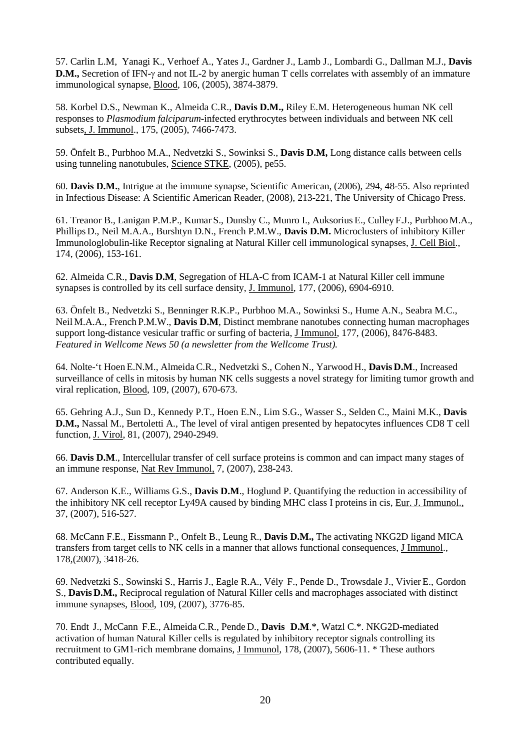57. Carlin L.M, Yanagi K., Verhoef A., Yates J., Gardner J., Lamb J., Lombardi G., Dallman M.J., **Davis D.M.,** Secretion of IFN-γ and not IL-2 by anergic human T cells correlates with assembly of an immature immunological synapse, Blood, 106, (2005), 3874-3879.

58. Korbel D.S., Newman K., Almeida C.R., **Davis D.M.,** Riley E.M. Heterogeneous human NK cell responses to *Plasmodium falciparum*-infected erythrocytes between individuals and between NK cell subsets, J. Immunol., 175, (2005), 7466-7473.

59. Önfelt B., Purbhoo M.A., Nedvetzki S., Sowinksi S., **Davis D.M,** Long distance calls between cells using tunneling nanotubules, Science STKE, (2005), pe55.

60. **Davis D.M.**, Intrigue at the immune synapse, Scientific American, (2006), 294, 48-55. Also reprinted in Infectious Disease: A Scientific American Reader, (2008), 213-221, The University of Chicago Press.

61. Treanor B., Lanigan P.M.P., Kumar S., Dunsby C., Munro I., Auksorius E., Culley F.J., Purbhoo M.A., Phillips D., Neil M.A.A., Burshtyn D.N., French P.M.W., **Davis D.M.** Microclusters of inhibitory Killer Immunologlobulin-like Receptor signaling at Natural Killer cell immunological synapses, J. Cell Biol., 174, (2006), 153-161.

62. Almeida C.R., **Davis D.M**, Segregation of HLA-C from ICAM-1 at Natural Killer cell immune synapses is controlled by its cell surface density, J. Immunol, 177, (2006), 6904-6910.

63. Önfelt B., Nedvetzki S., Benninger R.K.P., Purbhoo M.A., Sowinksi S., Hume A.N., Seabra M.C., Neil M.A.A., French P.M.W., **Davis D.M**, Distinct membrane nanotubes connecting human macrophages support long-distance vesicular traffic or surfing of bacteria, J Immunol, 177, (2006), 8476-8483. *Featured in Wellcome News 50 (a newsletter from the Wellcome Trust).*

64. Nolte-'t Hoen E.N.M., Almeida C.R., Nedvetzki S., Cohen N., Yarwood H., **Davis D.M**., Increased surveillance of cells in mitosis by human NK cells suggests a novel strategy for limiting tumor growth and viral replication, Blood, 109, (2007), 670-673.

65. Gehring A.J., Sun D., Kennedy P.T., Hoen E.N., Lim S.G., Wasser S., Selden C., Maini M.K., **Davis D.M.,** Nassal M., Bertoletti A., The level of viral antigen presented by hepatocytes influences CD8 T cell function, J. Virol, 81, (2007), 2940-2949.

66. **Davis D.M**., Intercellular transfer of cell surface proteins is common and can impact many stages of an immune response, Nat Rev Immunol, 7, (2007), 238-243.

67. Anderson K.E., Williams G.S., **Davis D.M**., Hoglund P. Quantifying the reduction in accessibility of the inhibitory NK cell receptor Ly49A caused by binding MHC class I proteins in cis, Eur. J. Immunol., 37, (2007), 516-527.

68. McCann F.E., Eissmann P., Onfelt B., Leung R., **Davis D.M.,** The activating NKG2D ligand MICA transfers from target cells to NK cells in a manner that allows functional consequences, J Immunol., 178,(2007), 3418-26.

69. Nedvetzki S., Sowinski S., Harris J., Eagle R.A., Vély F., Pende D., Trowsdale J., Vivier E., Gordon S., **Davis D.M.,** Reciprocal regulation of Natural Killer cells and macrophages associated with distinct immune synapses, Blood, 109, (2007), 3776-85.

70. Endt J., McCann F.E., Almeida C.R., Pende D., **Davis D.M**.*, Watzl C.*. NKG2D-mediated activation of human Natural Killer cells is regulated by inhibitory receptor signals controlling its recruitment to GM1-rich membrane domains, J Immunol, 178, (2007), 5606-11. * These authors contributed equally.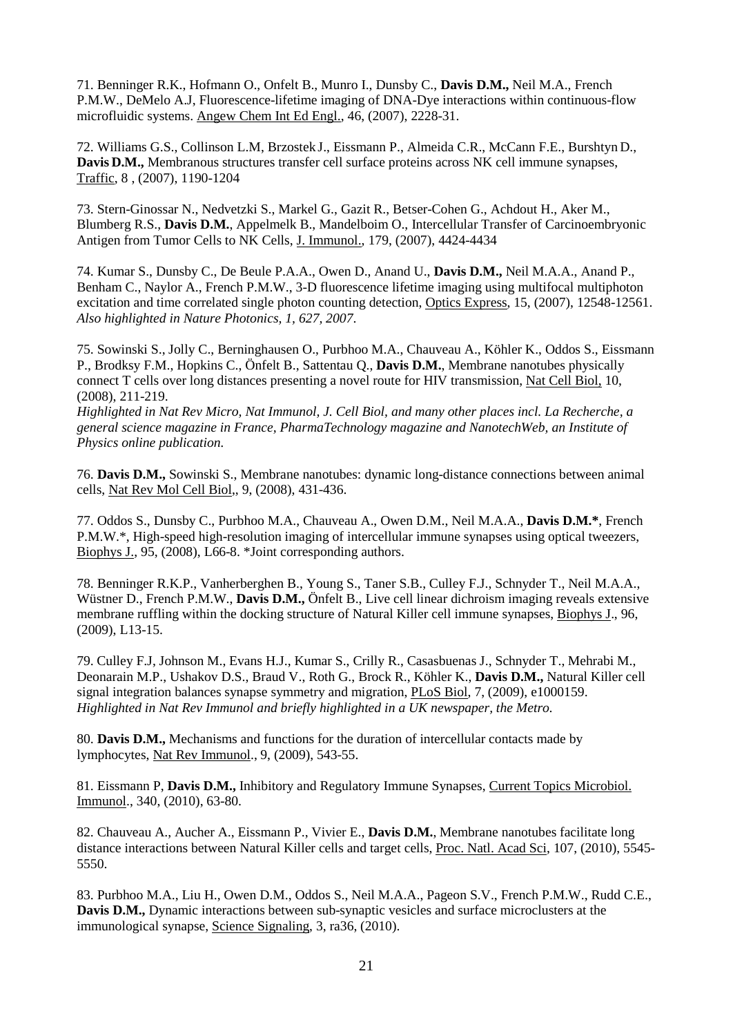71. Benninger R.K., Hofmann O., Onfelt B., Munro I., Dunsby C., **Davis D.M.,** Neil M.A., French P.M.W., DeMelo A.J, Fluorescence-lifetime imaging of DNA-Dye interactions within continuous-flow microfluidic systems. Angew Chem Int Ed Engl., 46, (2007), 2228-31.

72. Williams G.S., Collinson L.M, Brzostek J., Eissmann P., Almeida C.R., McCann F.E., Burshtyn D., **Davis D.M.,** Membranous structures transfer cell surface proteins across NK cell immune synapses, Traffic, 8 , (2007), 1190-1204

73. Stern-Ginossar N., Nedvetzki S., Markel G., Gazit R., Betser-Cohen G., Achdout H., Aker M., Blumberg R.S., **Davis D.M.**, Appelmelk B., Mandelboim O., Intercellular Transfer of Carcinoembryonic Antigen from Tumor Cells to NK Cells, J. Immunol., 179, (2007), 4424-4434

74. Kumar S., Dunsby C., De Beule P.A.A., Owen D., Anand U., **Davis D.M.,** Neil M.A.A., Anand P., Benham C., Naylor A., French P.M.W., 3-D fluorescence lifetime imaging using multifocal multiphoton excitation and time correlated single photon counting detection, Optics Express, 15, (2007), 12548-12561. *Also highlighted in Nature Photonics, 1, 627, 2007.*

75. Sowinski S., Jolly C., Berninghausen O., Purbhoo M.A., Chauveau A., Köhler K., Oddos S., Eissmann P., Brodksy F.M., Hopkins C., Önfelt B., Sattentau Q., **Davis D.M.**, Membrane nanotubes physically connect T cells over long distances presenting a novel route for HIV transmission, Nat Cell Biol, 10, (2008), 211-219.
*Highlighted in Nat Rev Micro, Nat Immunol, J. Cell Biol, and many other places incl. La Recherche, a general science magazine in France, PharmaTechnology magazine and NanotechWeb, an Institute of Physics online publication.*

76. **Davis D.M.,** Sowinski S., Membrane nanotubes: dynamic long-distance connections between animal cells, Nat Rev Mol Cell Biol,, 9, (2008), 431-436.

77. Oddos S., Dunsby C., Purbhoo M.A., Chauveau A., Owen D.M., Neil M.A.A., **Davis D.M.***, French P.M.W.*, High-speed high-resolution imaging of intercellular immune synapses using optical tweezers, Biophys J., 95, (2008), L66-8. *Joint corresponding authors.

78. Benninger R.K.P., Vanherberghen B., Young S., Taner S.B., Culley F.J., Schnyder T., Neil M.A.A., Wüstner D., French P.M.W., **Davis D.M.,** Önfelt B., Live cell linear dichroism imaging reveals extensive membrane ruffling within the docking structure of Natural Killer cell immune synapses, Biophys J., 96, (2009), L13-15.

79. Culley F.J, Johnson M., Evans H.J., Kumar S., Crilly R., Casasbuenas J., Schnyder T., Mehrabi M., Deonarain M.P., Ushakov D.S., Braud V., Roth G., Brock R., Köhler K., **Davis D.M.,** Natural Killer cell signal integration balances synapse symmetry and migration, PLoS Biol, 7, (2009), e1000159.
*Highlighted in Nat Rev Immunol and briefly highlighted in a UK newspaper, the Metro.*

80. **Davis D.M.,** Mechanisms and functions for the duration of intercellular contacts made by lymphocytes, Nat Rev Immunol., 9, (2009), 543-55.

81. Eissmann P, **Davis D.M.,** Inhibitory and Regulatory Immune Synapses, Current Topics Microbiol. Immunol., 340, (2010), 63-80.

82. Chauveau A., Aucher A., Eissmann P., Vivier E., **Davis D.M.**, Membrane nanotubes facilitate long distance interactions between Natural Killer cells and target cells, Proc. Natl. Acad Sci, 107, (2010), 5545-5550.

83. Purbhoo M.A., Liu H., Owen D.M., Oddos S., Neil M.A.A., Pageon S.V., French P.M.W., Rudd C.E., **Davis D.M.,** Dynamic interactions between sub-synaptic vesicles and surface microclusters at the immunological synapse, Science Signaling, 3, ra36, (2010).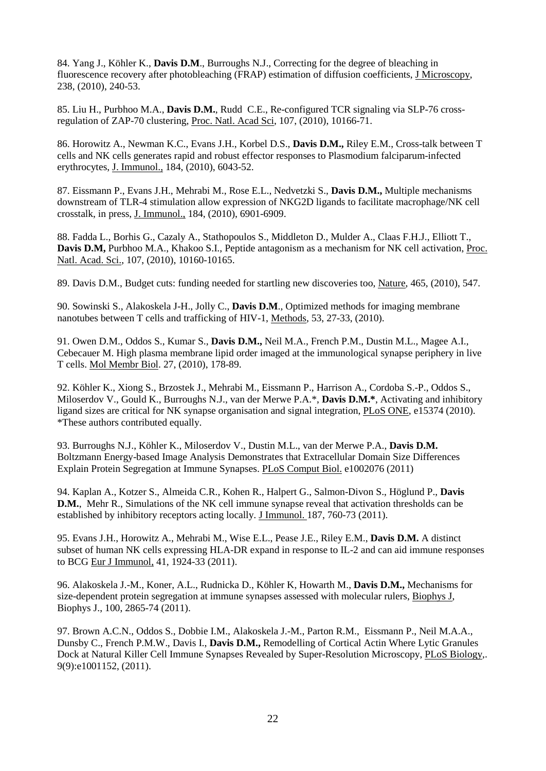84. Yang J., Köhler K., **Davis D.M**., Burroughs N.J., Correcting for the degree of bleaching in fluorescence recovery after photobleaching (FRAP) estimation of diffusion coefficients, J Microscopy, 238, (2010), 240-53.

85. Liu H., Purbhoo M.A., **Davis D.M.**, Rudd C.E., Re-configured TCR signaling via SLP-76 cross-regulation of ZAP-70 clustering, Proc. Natl. Acad Sci, 107, (2010), 10166-71.

86. Horowitz A., Newman K.C., Evans J.H., Korbel D.S., **Davis D.M.,** Riley E.M., Cross-talk between T cells and NK cells generates rapid and robust effector responses to Plasmodium falciparum-infected erythrocytes, J. Immunol., 184, (2010), 6043-52.

87. Eissmann P., Evans J.H., Mehrabi M., Rose E.L., Nedvetzki S., **Davis D.M.,** Multiple mechanisms downstream of TLR-4 stimulation allow expression of NKG2D ligands to facilitate macrophage/NK cell crosstalk, in press, J. Immunol., 184, (2010), 6901-6909.

88. Fadda L., Borhis G., Cazaly A., Stathopoulos S., Middleton D., Mulder A., Claas F.H.J., Elliott T., **Davis D.M,** Purbhoo M.A., Khakoo S.I., Peptide antagonism as a mechanism for NK cell activation, Proc. Natl. Acad. Sci., 107, (2010), 10160-10165.

89. Davis D.M., Budget cuts: funding needed for startling new discoveries too, Nature, 465, (2010), 547.

90. Sowinski S., Alakoskela J-H., Jolly C., **Davis D.M**., Optimized methods for imaging membrane nanotubes between T cells and trafficking of HIV-1, Methods, 53, 27-33, (2010).

91. Owen D.M., Oddos S., Kumar S., **Davis D.M.,** Neil M.A., French P.M., Dustin M.L., Magee A.I., Cebecauer M. High plasma membrane lipid order imaged at the immunological synapse periphery in live T cells. Mol Membr Biol. 27, (2010), 178-89.

92. Köhler K., Xiong S., Brzostek J., Mehrabi M., Eissmann P., Harrison A., Cordoba S.-P., Oddos S., Miloserdov V., Gould K., Burroughs N.J., van der Merwe P.A.*, **Davis D.M.***, Activating and inhibitory ligand sizes are critical for NK synapse organisation and signal integration, PLoS ONE, e15374 (2010). *These authors contributed equally.

93. Burroughs N.J., Köhler K., Miloserdov V., Dustin M.L., van der Merwe P.A., **Davis D.M.** Boltzmann Energy-based Image Analysis Demonstrates that Extracellular Domain Size Differences Explain Protein Segregation at Immune Synapses. PLoS Comput Biol. e1002076 (2011)

94. Kaplan A., Kotzer S., Almeida C.R., Kohen R., Halpert G., Salmon-Divon S., Höglund P., **Davis D.M.**, Mehr R., Simulations of the NK cell immune synapse reveal that activation thresholds can be established by inhibitory receptors acting locally. J Immunol. 187, 760-73 (2011).

95. Evans J.H., Horowitz A., Mehrabi M., Wise E.L., Pease J.E., Riley E.M., **Davis D.M.** A distinct subset of human NK cells expressing HLA-DR expand in response to IL-2 and can aid immune responses to BCG Eur J Immunol, 41, 1924-33 (2011).

96. Alakoskela J.-M., Koner, A.L., Rudnicka D., Köhler K, Howarth M., **Davis D.M.,** Mechanisms for size-dependent protein segregation at immune synapses assessed with molecular rulers, Biophys J, Biophys J., 100, 2865-74 (2011).

97. Brown A.C.N., Oddos S., Dobbie I.M., Alakoskela J.-M., Parton R.M., Eissmann P., Neil M.A.A., Dunsby C., French P.M.W., Davis I., **Davis D.M.,** Remodelling of Cortical Actin Where Lytic Granules Dock at Natural Killer Cell Immune Synapses Revealed by Super-Resolution Microscopy, PLoS Biology,. 9(9):e1001152, (2011).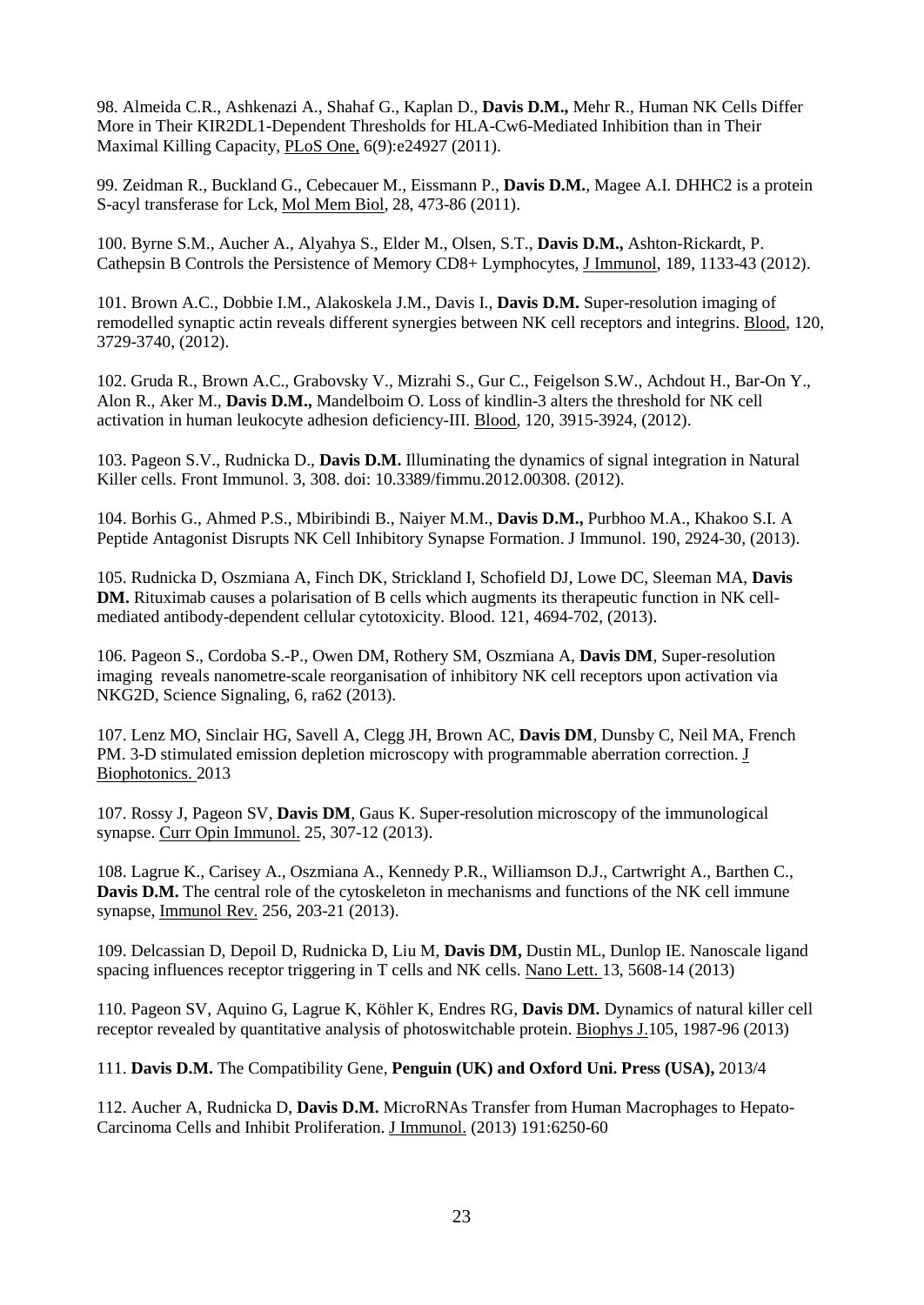98. Almeida C.R., Ashkenazi A., Shahaf G., Kaplan D., **Davis D.M.,** Mehr R., Human NK Cells Differ More in Their KIR2DL1-Dependent Thresholds for HLA-Cw6-Mediated Inhibition than in Their Maximal Killing Capacity, PLoS One, 6(9):e24927 (2011).

99. Zeidman R., Buckland G., Cebecauer M., Eissmann P., **Davis D.M.**, Magee A.I. DHHC2 is a protein S-acyl transferase for Lck, Mol Mem Biol, 28, 473-86 (2011).

100. Byrne S.M., Aucher A., Alyahya S., Elder M., Olsen, S.T., **Davis D.M.,** Ashton-Rickardt, P. Cathepsin B Controls the Persistence of Memory CD8+ Lymphocytes, J Immunol, 189, 1133-43 (2012).

101. Brown A.C., Dobbie I.M., Alakoskela J.M., Davis I., **Davis D.M.** Super-resolution imaging of remodelled synaptic actin reveals different synergies between NK cell receptors and integrins. Blood, 120, 3729-3740, (2012).

102. Gruda R., Brown A.C., Grabovsky V., Mizrahi S., Gur C., Feigelson S.W., Achdout H., Bar-On Y., Alon R., Aker M., **Davis D.M.,** Mandelboim O. Loss of kindlin-3 alters the threshold for NK cell activation in human leukocyte adhesion deficiency-III. Blood, 120, 3915-3924, (2012).

103. Pageon S.V., Rudnicka D., **Davis D.M.** Illuminating the dynamics of signal integration in Natural Killer cells. Front Immunol. 3, 308. doi: 10.3389/fimmu.2012.00308. (2012).

104. Borhis G., Ahmed P.S., Mbiribindi B., Naiyer M.M., **Davis D.M.,** Purbhoo M.A., Khakoo S.I. A Peptide Antagonist Disrupts NK Cell Inhibitory Synapse Formation. J Immunol. 190, 2924-30, (2013).

105. Rudnicka D, Oszmiana A, Finch DK, Strickland I, Schofield DJ, Lowe DC, Sleeman MA, **Davis DM.** Rituximab causes a polarisation of B cells which augments its therapeutic function in NK cell-mediated antibody-dependent cellular cytotoxicity. Blood. 121, 4694-702, (2013).

106. Pageon S., Cordoba S.-P., Owen DM, Rothery SM, Oszmiana A, **Davis DM**, Super-resolution imaging reveals nanometre-scale reorganisation of inhibitory NK cell receptors upon activation via NKG2D, Science Signaling, 6, ra62 (2013).

107. Lenz MO, Sinclair HG, Savell A, Clegg JH, Brown AC, **Davis DM**, Dunsby C, Neil MA, French PM. 3-D stimulated emission depletion microscopy with programmable aberration correction. J Biophotonics. 2013

107. Rossy J, Pageon SV, **Davis DM**, Gaus K. Super-resolution microscopy of the immunological synapse. Curr Opin Immunol. 25, 307-12 (2013).

108. Lagrue K., Carisey A., Oszmiana A., Kennedy P.R., Williamson D.J., Cartwright A., Barthen C., **Davis D.M.** The central role of the cytoskeleton in mechanisms and functions of the NK cell immune synapse, Immunol Rev. 256, 203-21 (2013).

109. Delcassian D, Depoil D, Rudnicka D, Liu M, **Davis DM,** Dustin ML, Dunlop IE. Nanoscale ligand spacing influences receptor triggering in T cells and NK cells. Nano Lett. 13, 5608-14 (2013)

110. Pageon SV, Aquino G, Lagrue K, Köhler K, Endres RG, **Davis DM.** Dynamics of natural killer cell receptor revealed by quantitative analysis of photoswitchable protein. Biophys J.105, 1987-96 (2013)

111. **Davis D.M.** The Compatibility Gene, **Penguin (UK) and Oxford Uni. Press (USA),** 2013/4

112. Aucher A, Rudnicka D, **Davis D.M.** MicroRNAs Transfer from Human Macrophages to Hepato-Carcinoma Cells and Inhibit Proliferation. J Immunol. (2013) 191:6250-60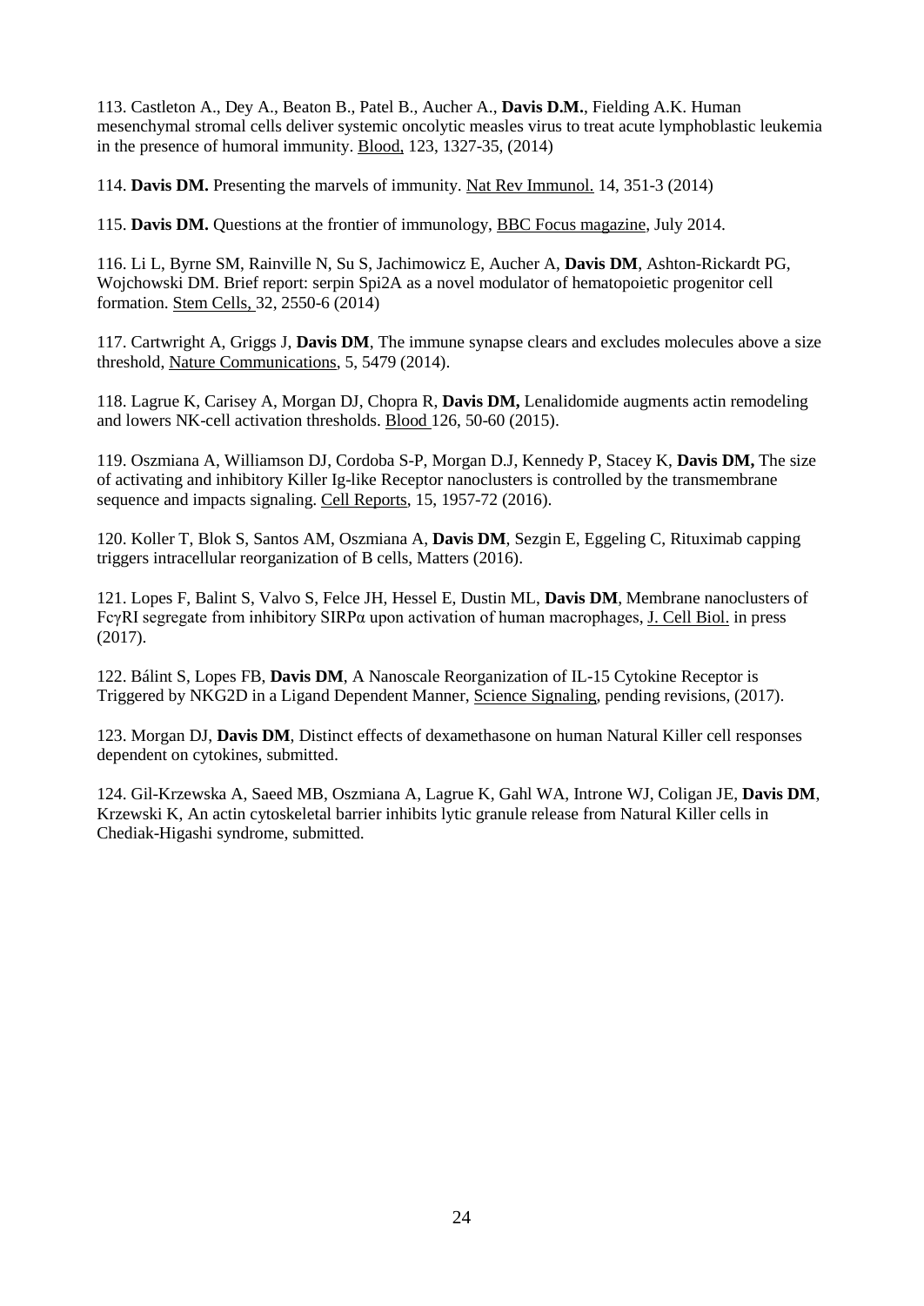113. Castleton A., Dey A., Beaton B., Patel B., Aucher A., **Davis D.M.**, Fielding A.K. Human mesenchymal stromal cells deliver systemic oncolytic measles virus to treat acute lymphoblastic leukemia in the presence of humoral immunity. Blood, 123, 1327-35, (2014)

114. **Davis DM.** Presenting the marvels of immunity. Nat Rev Immunol. 14, 351-3 (2014)

115. **Davis DM.** Questions at the frontier of immunology, BBC Focus magazine, July 2014.

116. Li L, Byrne SM, Rainville N, Su S, Jachimowicz E, Aucher A, **Davis DM**, Ashton-Rickardt PG, Wojchowski DM. Brief report: serpin Spi2A as a novel modulator of hematopoietic progenitor cell formation. Stem Cells, 32, 2550-6 (2014)

117. Cartwright A, Griggs J, **Davis DM**, The immune synapse clears and excludes molecules above a size threshold, Nature Communications, 5, 5479 (2014).

118. Lagrue K, Carisey A, Morgan DJ, Chopra R, **Davis DM,** Lenalidomide augments actin remodeling and lowers NK-cell activation thresholds. Blood 126, 50-60 (2015).

119. Oszmiana A, Williamson DJ, Cordoba S-P, Morgan D.J, Kennedy P, Stacey K, **Davis DM,** The size of activating and inhibitory Killer Ig-like Receptor nanoclusters is controlled by the transmembrane sequence and impacts signaling. Cell Reports, 15, 1957-72 (2016).

120. Koller T, Blok S, Santos AM, Oszmiana A, **Davis DM**, Sezgin E, Eggeling C, Rituximab capping triggers intracellular reorganization of B cells, Matters (2016).

121. Lopes F, Balint S, Valvo S, Felce JH, Hessel E, Dustin ML, **Davis DM**, Membrane nanoclusters of FcγRI segregate from inhibitory SIRPα upon activation of human macrophages, J. Cell Biol. in press (2017).

122. Bálint S, Lopes FB, **Davis DM**, A Nanoscale Reorganization of IL-15 Cytokine Receptor is Triggered by NKG2D in a Ligand Dependent Manner, Science Signaling, pending revisions, (2017).

123. Morgan DJ, **Davis DM**, Distinct effects of dexamethasone on human Natural Killer cell responses dependent on cytokines, submitted.

124. Gil-Krzewska A, Saeed MB, Oszmiana A, Lagrue K, Gahl WA, Introne WJ, Coligan JE, **Davis DM**, Krzewski K, An actin cytoskeletal barrier inhibits lytic granule release from Natural Killer cells in Chediak-Higashi syndrome, submitted.